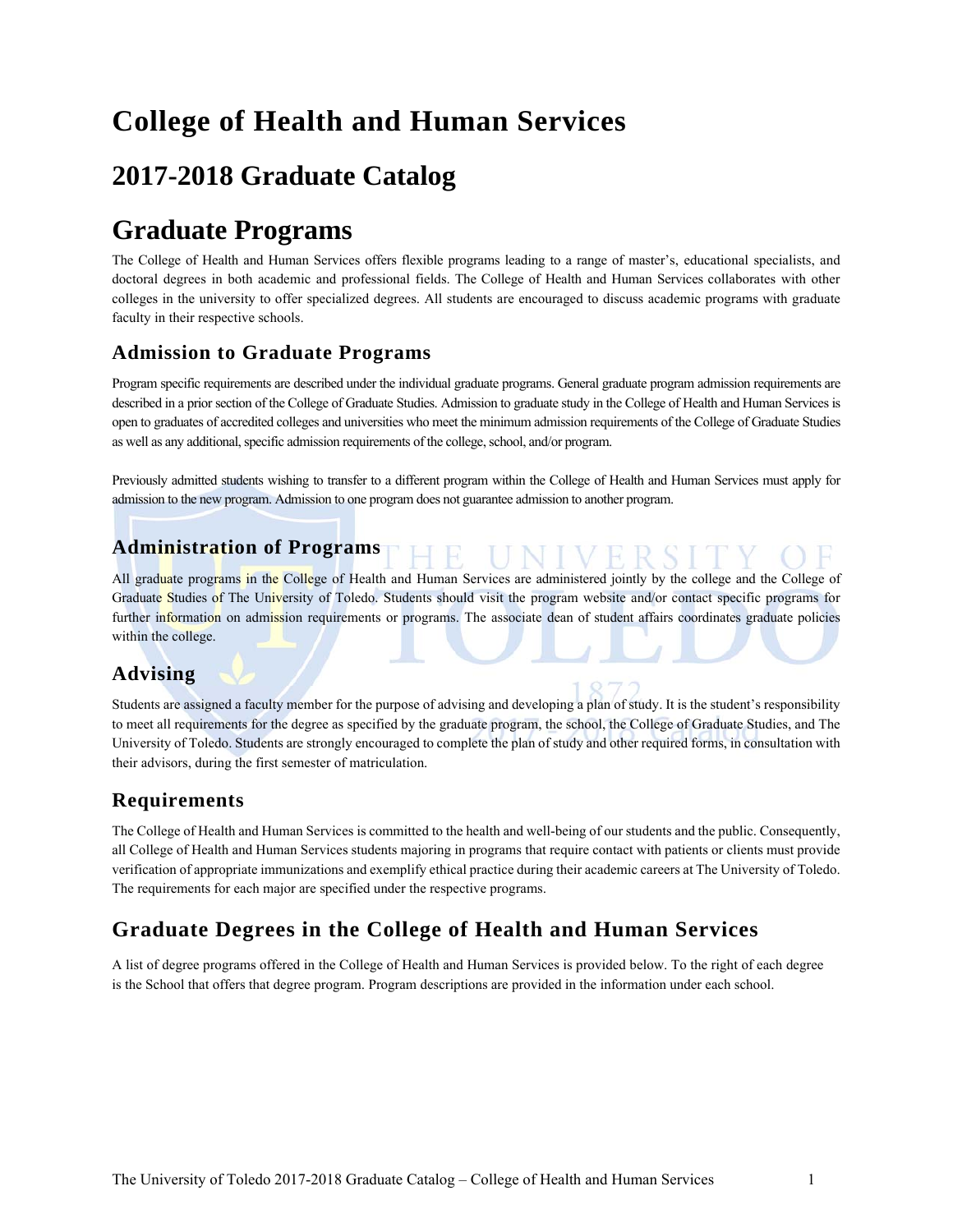# College of Health and Human Services

## 2017-2018 Graduate Catalog

# Graduate Programs

The College of Health and Human Services offers flexible programs leading to a range of master's, educational specialists, and doctoral degrees in both academic and professional fields. The College of Health and Human Services collaborates with other colleges in the university to offer specialized degrees. All students are encouraged to discuss academic programs with graduate faculty in their respective schools.

### Admission to Graduate Programs

Program specific requirements are described under the individual graduate programs. General graduate program admission requirements are described in a prior section of the College of Graduate Studies. Admission to graduate study in the College of Health and Human Services is open to graduates of accredited colleges and universities who meet the minimum admission requirements of the College of Graduate Studies as well as any additional, specific admission requirements of the college, school, and/or program.

Previously admitted students wishing to transfer to a different program within the College of Health and Human Services must apply for admission to the new program. Admission to one program does not guarantee admission to another program.

### Administration of Programs

All graduate programs in the College of Health and Human Services are administered jointly by the college and the College of Graduate Studies of The University of Toledo. Students should visit the program website and/or contact specific programs for further information on admission requirements or programs. The associate dean of student affairs coordinates graduate policies within the college.

### Advising

Students are assigned a faculty member for the purpose of advising and developing a plan of study. It is the student's responsibility to meet all requirements for the degree as specified by the graduate program, the school, the College of Graduate Studies, and The University of Toledo. Students are strongly encouraged to complete the plan of study and other required forms, in consultation with their advisors, during the first semester of matriculation.

### Requirements

The College of Health and Human Services is committed to the health and well-being of our students and the public. Consequently, all College of Health and Human Services students majoring in programs that require contact with patients or clients must provide verification of appropriate immunizations and exemplify ethical practice during their academic careers at The University of Toledo. The requirements for each major are specified under the respective programs.

### Graduate Degrees in the College of Health and Human Services

A list of degree programs offered in the College of Health and Human Services is provided below. To the right of each degree is the School that offers that degree program. Program descriptions are provided in the information under each school.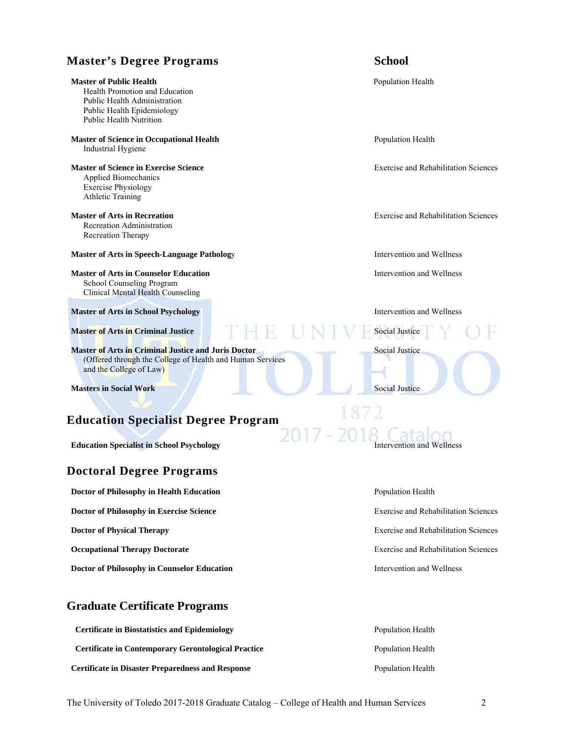## Master's Degree Programs

| Program | School |
|---|---|
| **Master of Public Health**<br>Health Promotion and Education<br>Public Health Administration<br>Public Health Epidemiology<br>Public Health Nutrition | Population Health |
| **Master of Science in Occupational Health**<br>Industrial Hygiene | Population Health |
| **Master of Science in Exercise Science**<br>Applied Biomechanics<br>Exercise Physiology<br>Athletic Training | Exercise and Rehabilitation Sciences |
| **Master of Arts in Recreation**<br>Recreation Administration<br>Recreation Therapy | Exercise and Rehabilitation Sciences |
| **Master of Arts in Speech-Language Pathology** | Intervention and Wellness |
| **Master of Arts in Counselor Education**<br>School Counseling Program<br>Clinical Mental Health Counseling | Intervention and Wellness |
| **Master of Arts in School Psychology** | Intervention and Wellness |
| **Master of Arts in Criminal Justice** | Social Justice |
| **Master of Arts in Criminal Justice and Juris Doctor**<br>(Offered through the College of Health and Human Services and the College of Law) | Social Justice |
| **Masters in Social Work** | Social Justice |

## Education Specialist Degree Program

| Program | School |
|---|---|
| **Education Specialist in School Psychology** | Intervention and Wellness |

## Doctoral Degree Programs

| Program | School |
|---|---|
| **Doctor of Philosophy in Health Education** | Population Health |
| **Doctor of Philosophy in Exercise Science** | Exercise and Rehabilitation Sciences |
| **Doctor of Physical Therapy** | Exercise and Rehabilitation Sciences |
| **Occupational Therapy Doctorate** | Exercise and Rehabilitation Sciences |
| **Doctor of Philosophy in Counselor Education** | Intervention and Wellness |

## Graduate Certificate Programs

| Program | School |
|---|---|
| **Certificate in Biostatistics and Epidemiology** | Population Health |
| **Certificate in Contemporary Gerontological Practice** | Population Health |
| **Certificate in Disaster Preparedness and Response** | Population Health |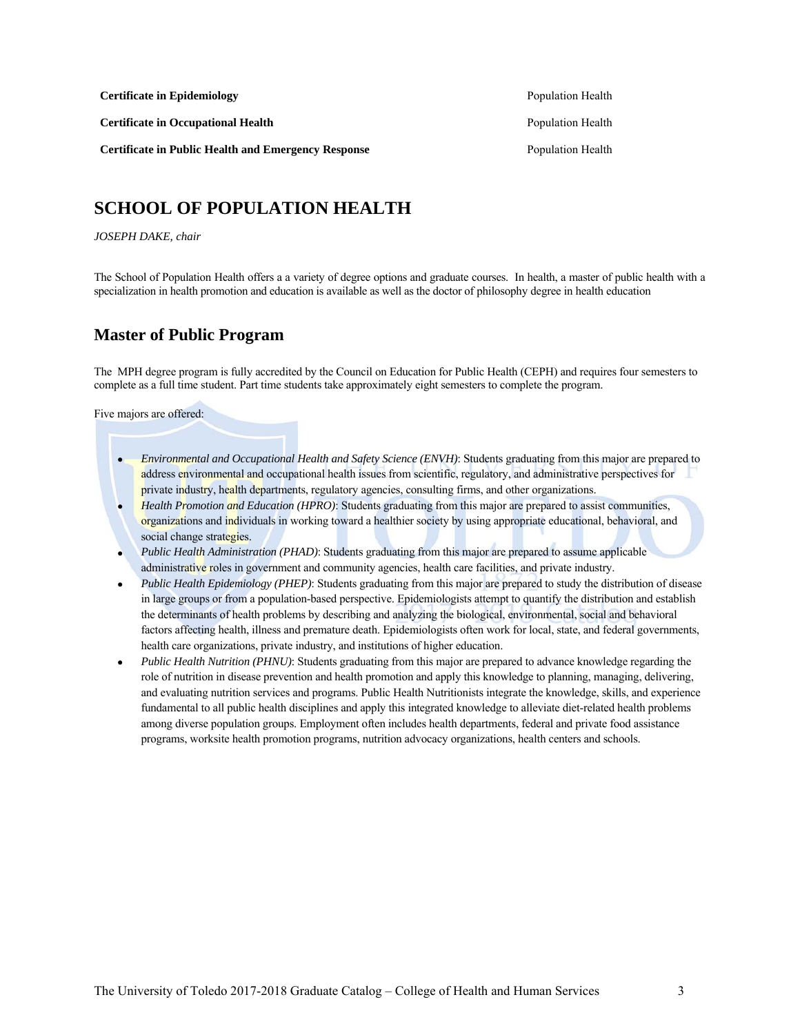| | |
|---|---|
| **Certificate in Epidemiology** | Population Health |
| **Certificate in Occupational Health** | Population Health |
| **Certificate in Public Health and Emergency Response** | Population Health |

# SCHOOL OF POPULATION HEALTH

*JOSEPH DAKE, chair*

The School of Population Health offers a a variety of degree options and graduate courses. In health, a master of public health with a specialization in health promotion and education is available as well as the doctor of philosophy degree in health education

## Master of Public Program

The MPH degree program is fully accredited by the Council on Education for Public Health (CEPH) and requires four semesters to complete as a full time student. Part time students take approximately eight semesters to complete the program.

Five majors are offered:

- *Environmental and Occupational Health and Safety Science (ENVH)*: Students graduating from this major are prepared to address environmental and occupational health issues from scientific, regulatory, and administrative perspectives for private industry, health departments, regulatory agencies, consulting firms, and other organizations.
- *Health Promotion and Education (HPRO)*: Students graduating from this major are prepared to assist communities, organizations and individuals in working toward a healthier society by using appropriate educational, behavioral, and social change strategies.
- *Public Health Administration (PHAD)*: Students graduating from this major are prepared to assume applicable administrative roles in government and community agencies, health care facilities, and private industry.
- *Public Health Epidemiology (PHEP)*: Students graduating from this major are prepared to study the distribution of disease in large groups or from a population-based perspective. Epidemiologists attempt to quantify the distribution and establish the determinants of health problems by describing and analyzing the biological, environmental, social and behavioral factors affecting health, illness and premature death. Epidemiologists often work for local, state, and federal governments, health care organizations, private industry, and institutions of higher education.
- *Public Health Nutrition (PHNU)*: Students graduating from this major are prepared to advance knowledge regarding the role of nutrition in disease prevention and health promotion and apply this knowledge to planning, managing, delivering, and evaluating nutrition services and programs. Public Health Nutritionists integrate the knowledge, skills, and experience fundamental to all public health disciplines and apply this integrated knowledge to alleviate diet-related health problems among diverse population groups. Employment often includes health departments, federal and private food assistance programs, worksite health promotion programs, nutrition advocacy organizations, health centers and schools.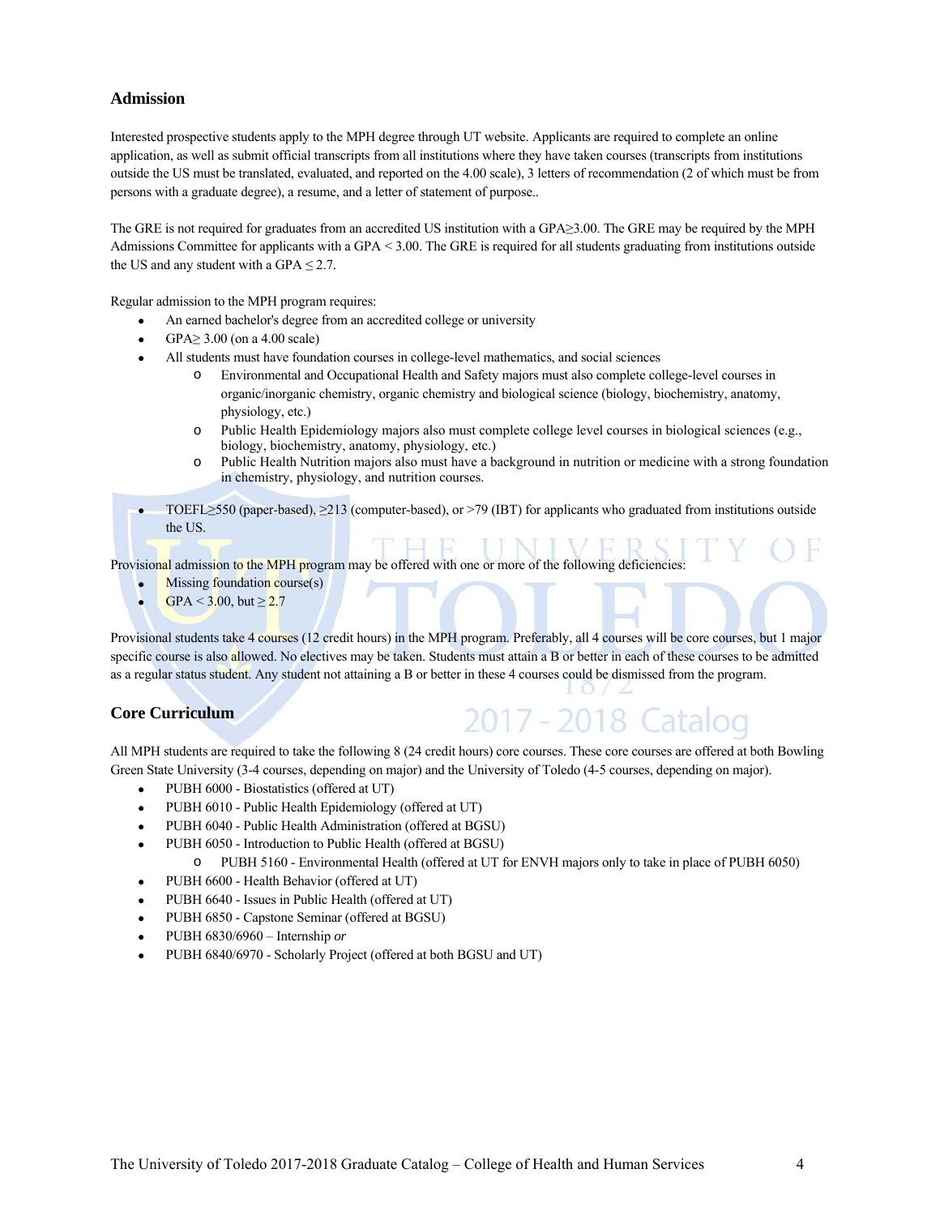## Admission

Interested prospective students apply to the MPH degree through UT website. Applicants are required to complete an online application, as well as submit official transcripts from all institutions where they have taken courses (transcripts from institutions outside the US must be translated, evaluated, and reported on the 4.00 scale), 3 letters of recommendation (2 of which must be from persons with a graduate degree), a resume, and a letter of statement of purpose..

The GRE is not required for graduates from an accredited US institution with a GPA≥3.00. The GRE may be required by the MPH Admissions Committee for applicants with a GPA < 3.00. The GRE is required for all students graduating from institutions outside the US and any student with a GPA ≤ 2.7.

Regular admission to the MPH program requires:

- An earned bachelor's degree from an accredited college or university
- GPA≥ 3.00 (on a 4.00 scale)
- All students must have foundation courses in college-level mathematics, and social sciences
  - Environmental and Occupational Health and Safety majors must also complete college-level courses in organic/inorganic chemistry, organic chemistry and biological science (biology, biochemistry, anatomy, physiology, etc.)
  - Public Health Epidemiology majors also must complete college level courses in biological sciences (e.g., biology, biochemistry, anatomy, physiology, etc.)
  - Public Health Nutrition majors also must have a background in nutrition or medicine with a strong foundation in chemistry, physiology, and nutrition courses.
- TOEFL≥550 (paper-based), ≥213 (computer-based), or >79 (IBT) for applicants who graduated from institutions outside the US.

Provisional admission to the MPH program may be offered with one or more of the following deficiencies:

- Missing foundation course(s)
- GPA < 3.00, but ≥ 2.7

Provisional students take 4 courses (12 credit hours) in the MPH program. Preferably, all 4 courses will be core courses, but 1 major specific course is also allowed. No electives may be taken. Students must attain a B or better in each of these courses to be admitted as a regular status student. Any student not attaining a B or better in these 4 courses could be dismissed from the program.

## Core Curriculum

All MPH students are required to take the following 8 (24 credit hours) core courses. These core courses are offered at both Bowling Green State University (3-4 courses, depending on major) and the University of Toledo (4-5 courses, depending on major).

- PUBH 6000 - Biostatistics (offered at UT)
- PUBH 6010 - Public Health Epidemiology (offered at UT)
- PUBH 6040 - Public Health Administration (offered at BGSU)
- PUBH 6050 - Introduction to Public Health (offered at BGSU)
  - PUBH 5160 - Environmental Health (offered at UT for ENVH majors only to take in place of PUBH 6050)
- PUBH 6600 - Health Behavior (offered at UT)
- PUBH 6640 - Issues in Public Health (offered at UT)
- PUBH 6850 - Capstone Seminar (offered at BGSU)
- PUBH 6830/6960 – Internship *or*
- PUBH 6840/6970 - Scholarly Project (offered at both BGSU and UT)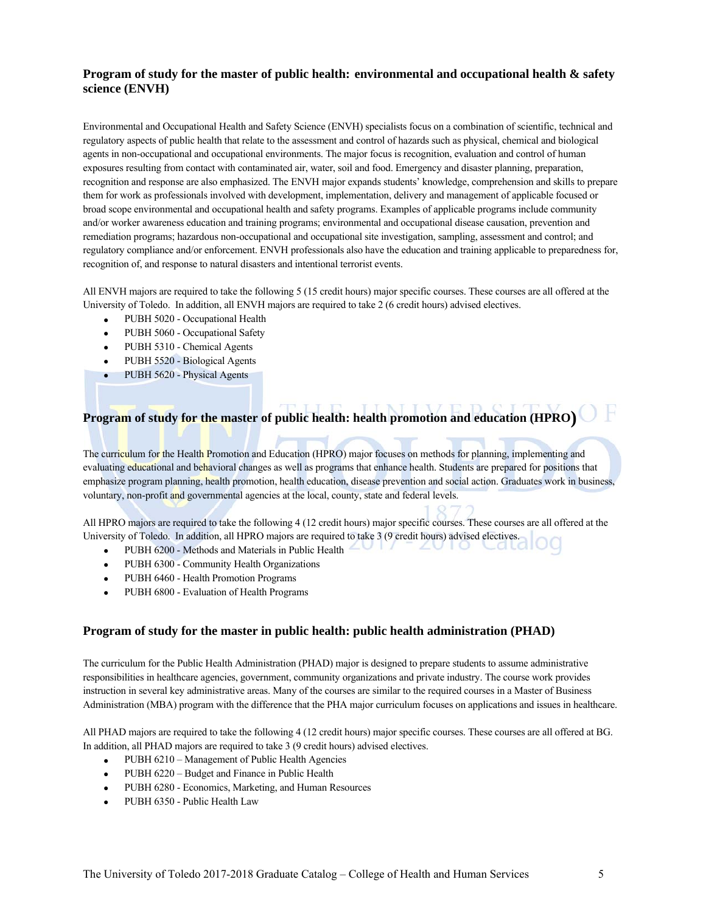## Program of study for the master of public health: environmental and occupational health & safety science (ENVH)

Environmental and Occupational Health and Safety Science (ENVH) specialists focus on a combination of scientific, technical and regulatory aspects of public health that relate to the assessment and control of hazards such as physical, chemical and biological agents in non-occupational and occupational environments. The major focus is recognition, evaluation and control of human exposures resulting from contact with contaminated air, water, soil and food. Emergency and disaster planning, preparation, recognition and response are also emphasized. The ENVH major expands students' knowledge, comprehension and skills to prepare them for work as professionals involved with development, implementation, delivery and management of applicable focused or broad scope environmental and occupational health and safety programs. Examples of applicable programs include community and/or worker awareness education and training programs; environmental and occupational disease causation, prevention and remediation programs; hazardous non-occupational and occupational site investigation, sampling, assessment and control; and regulatory compliance and/or enforcement. ENVH professionals also have the education and training applicable to preparedness for, recognition of, and response to natural disasters and intentional terrorist events.

All ENVH majors are required to take the following 5 (15 credit hours) major specific courses. These courses are all offered at the University of Toledo. In addition, all ENVH majors are required to take 2 (6 credit hours) advised electives.

- PUBH 5020 - Occupational Health
- PUBH 5060 - Occupational Safety
- PUBH 5310 - Chemical Agents
- PUBH 5520 - Biological Agents
- PUBH 5620 - Physical Agents

## Program of study for the master of public health: health promotion and education (HPRO)

The curriculum for the Health Promotion and Education (HPRO) major focuses on methods for planning, implementing and evaluating educational and behavioral changes as well as programs that enhance health. Students are prepared for positions that emphasize program planning, health promotion, health education, disease prevention and social action. Graduates work in business, voluntary, non-profit and governmental agencies at the local, county, state and federal levels.

All HPRO majors are required to take the following 4 (12 credit hours) major specific courses. These courses are all offered at the University of Toledo. In addition, all HPRO majors are required to take 3 (9 credit hours) advised electives.

- PUBH 6200 - Methods and Materials in Public Health
- PUBH 6300 - Community Health Organizations
- PUBH 6460 - Health Promotion Programs
- PUBH 6800 - Evaluation of Health Programs

## Program of study for the master in public health: public health administration (PHAD)

The curriculum for the Public Health Administration (PHAD) major is designed to prepare students to assume administrative responsibilities in healthcare agencies, government, community organizations and private industry. The course work provides instruction in several key administrative areas. Many of the courses are similar to the required courses in a Master of Business Administration (MBA) program with the difference that the PHA major curriculum focuses on applications and issues in healthcare.

All PHAD majors are required to take the following 4 (12 credit hours) major specific courses. These courses are all offered at BG. In addition, all PHAD majors are required to take 3 (9 credit hours) advised electives.

- PUBH 6210 – Management of Public Health Agencies
- PUBH 6220 – Budget and Finance in Public Health
- PUBH 6280 - Economics, Marketing, and Human Resources
- PUBH 6350 - Public Health Law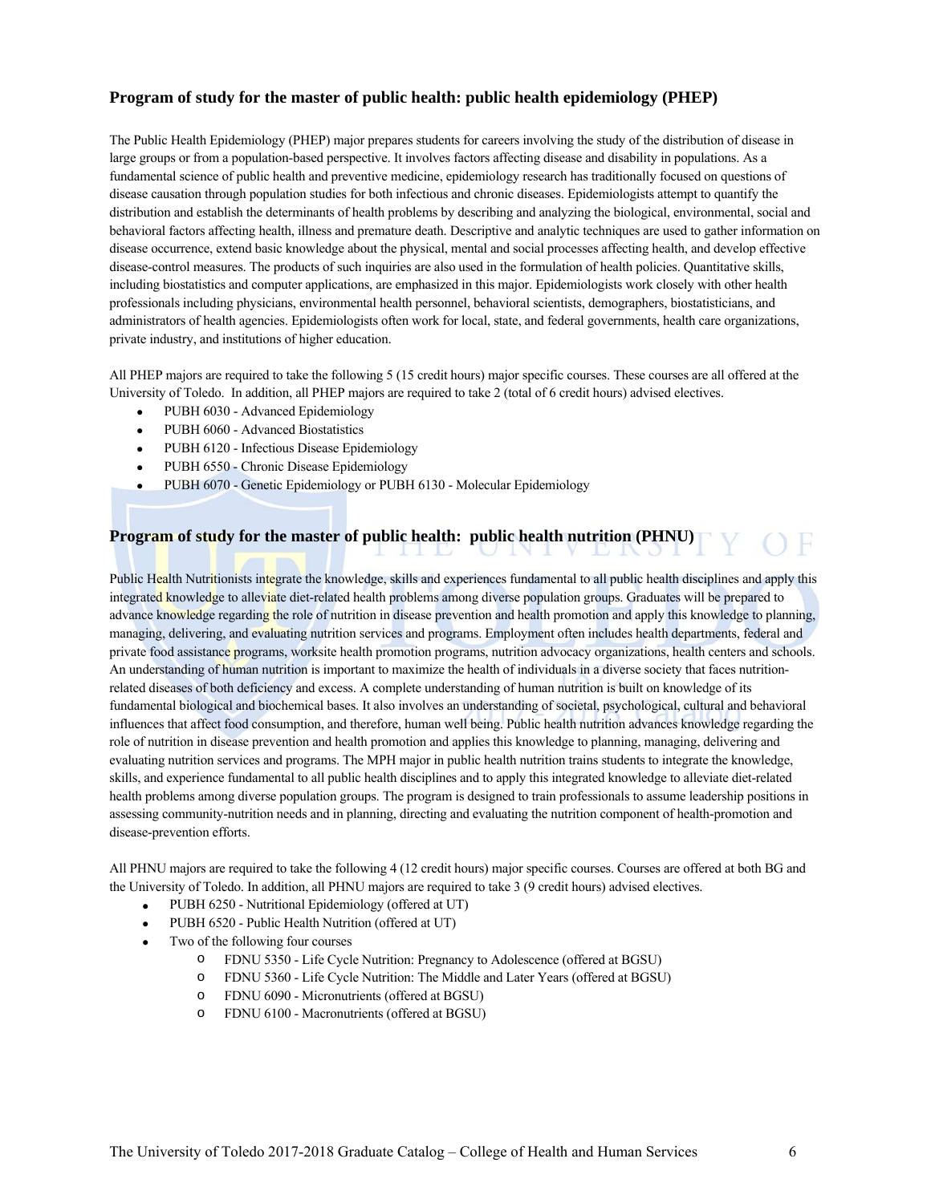### Program of study for the master of public health: public health epidemiology (PHEP)

The Public Health Epidemiology (PHEP) major prepares students for careers involving the study of the distribution of disease in large groups or from a population-based perspective. It involves factors affecting disease and disability in populations. As a fundamental science of public health and preventive medicine, epidemiology research has traditionally focused on questions of disease causation through population studies for both infectious and chronic diseases. Epidemiologists attempt to quantify the distribution and establish the determinants of health problems by describing and analyzing the biological, environmental, social and behavioral factors affecting health, illness and premature death. Descriptive and analytic techniques are used to gather information on disease occurrence, extend basic knowledge about the physical, mental and social processes affecting health, and develop effective disease-control measures. The products of such inquiries are also used in the formulation of health policies. Quantitative skills, including biostatistics and computer applications, are emphasized in this major. Epidemiologists work closely with other health professionals including physicians, environmental health personnel, behavioral scientists, demographers, biostatisticians, and administrators of health agencies. Epidemiologists often work for local, state, and federal governments, health care organizations, private industry, and institutions of higher education.

All PHEP majors are required to take the following 5 (15 credit hours) major specific courses. These courses are all offered at the University of Toledo. In addition, all PHEP majors are required to take 2 (total of 6 credit hours) advised electives.

- PUBH 6030 - Advanced Epidemiology
- PUBH 6060 - Advanced Biostatistics
- PUBH 6120 - Infectious Disease Epidemiology
- PUBH 6550 - Chronic Disease Epidemiology
- PUBH 6070 - Genetic Epidemiology or PUBH 6130 - Molecular Epidemiology

### Program of study for the master of public health: public health nutrition (PHNU)

Public Health Nutritionists integrate the knowledge, skills and experiences fundamental to all public health disciplines and apply this integrated knowledge to alleviate diet-related health problems among diverse population groups. Graduates will be prepared to advance knowledge regarding the role of nutrition in disease prevention and health promotion and apply this knowledge to planning, managing, delivering, and evaluating nutrition services and programs. Employment often includes health departments, federal and private food assistance programs, worksite health promotion programs, nutrition advocacy organizations, health centers and schools. An understanding of human nutrition is important to maximize the health of individuals in a diverse society that faces nutrition-related diseases of both deficiency and excess. A complete understanding of human nutrition is built on knowledge of its fundamental biological and biochemical bases. It also involves an understanding of societal, psychological, cultural and behavioral influences that affect food consumption, and therefore, human well being. Public health nutrition advances knowledge regarding the role of nutrition in disease prevention and health promotion and applies this knowledge to planning, managing, delivering and evaluating nutrition services and programs. The MPH major in public health nutrition trains students to integrate the knowledge, skills, and experience fundamental to all public health disciplines and to apply this integrated knowledge to alleviate diet-related health problems among diverse population groups. The program is designed to train professionals to assume leadership positions in assessing community-nutrition needs and in planning, directing and evaluating the nutrition component of health-promotion and disease-prevention efforts.

All PHNU majors are required to take the following 4 (12 credit hours) major specific courses. Courses are offered at both BG and the University of Toledo. In addition, all PHNU majors are required to take 3 (9 credit hours) advised electives.

- PUBH 6250 - Nutritional Epidemiology (offered at UT)
- PUBH 6520 - Public Health Nutrition (offered at UT)
- Two of the following four courses
  - FDNU 5350 - Life Cycle Nutrition: Pregnancy to Adolescence (offered at BGSU)
  - FDNU 5360 - Life Cycle Nutrition: The Middle and Later Years (offered at BGSU)
  - FDNU 6090 - Micronutrients (offered at BGSU)
  - FDNU 6100 - Macronutrients (offered at BGSU)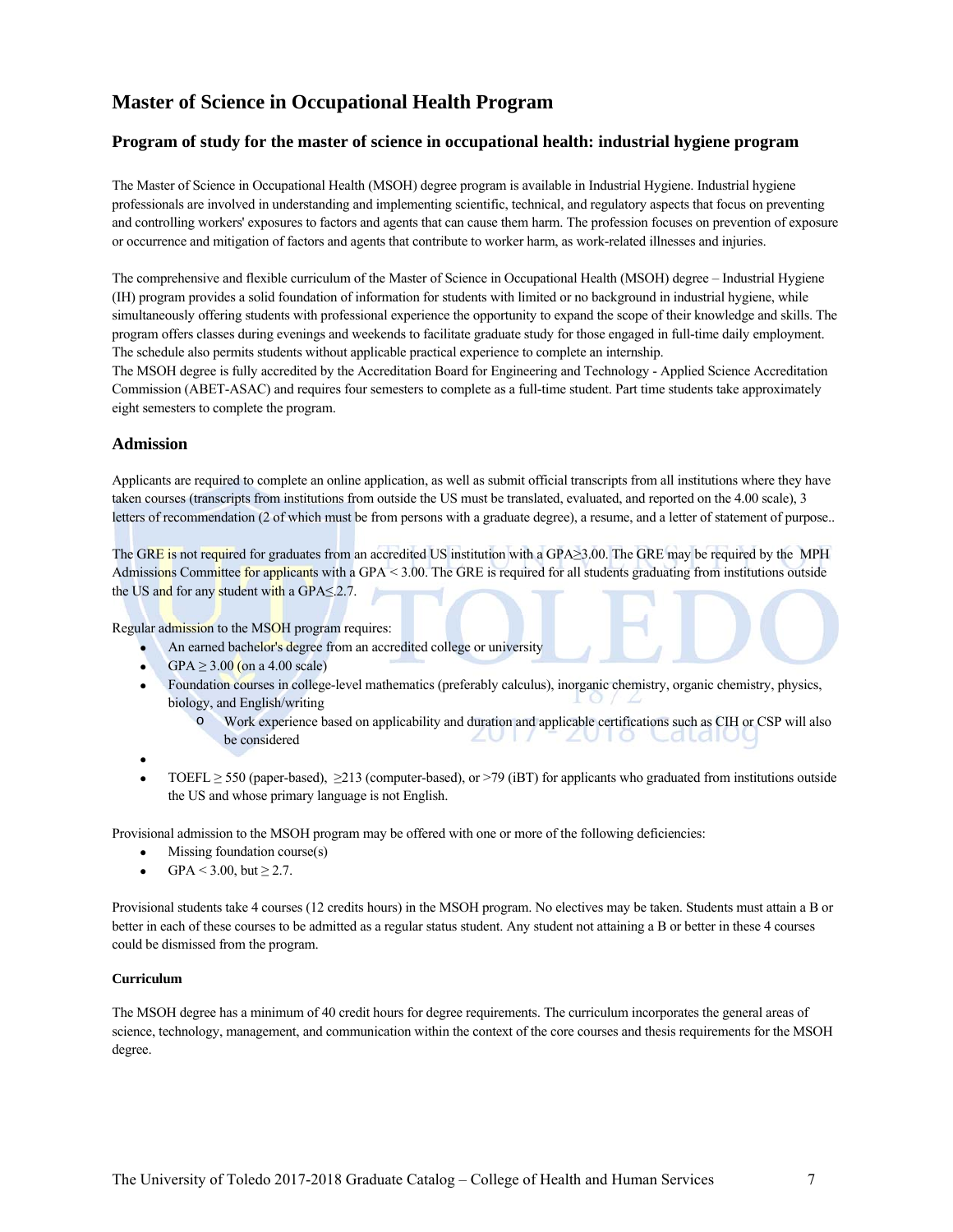## Master of Science in Occupational Health Program

### Program of study for the master of science in occupational health: industrial hygiene program

The Master of Science in Occupational Health (MSOH) degree program is available in Industrial Hygiene. Industrial hygiene professionals are involved in understanding and implementing scientific, technical, and regulatory aspects that focus on preventing and controlling workers' exposures to factors and agents that can cause them harm. The profession focuses on prevention of exposure or occurrence and mitigation of factors and agents that contribute to worker harm, as work-related illnesses and injuries.

The comprehensive and flexible curriculum of the Master of Science in Occupational Health (MSOH) degree – Industrial Hygiene (IH) program provides a solid foundation of information for students with limited or no background in industrial hygiene, while simultaneously offering students with professional experience the opportunity to expand the scope of their knowledge and skills. The program offers classes during evenings and weekends to facilitate graduate study for those engaged in full-time daily employment. The schedule also permits students without applicable practical experience to complete an internship.
The MSOH degree is fully accredited by the Accreditation Board for Engineering and Technology - Applied Science Accreditation Commission (ABET-ASAC) and requires four semesters to complete as a full-time student. Part time students take approximately eight semesters to complete the program.

### Admission

Applicants are required to complete an online application, as well as submit official transcripts from all institutions where they have taken courses (transcripts from institutions from outside the US must be translated, evaluated, and reported on the 4.00 scale), 3 letters of recommendation (2 of which must be from persons with a graduate degree), a resume, and a letter of statement of purpose..

The GRE is not required for graduates from an accredited US institution with a GPA≥3.00. The GRE may be required by the MPH Admissions Committee for applicants with a GPA < 3.00. The GRE is required for all students graduating from institutions outside the US and for any student with a GPA≤.2.7.

Regular admission to the MSOH program requires:

- An earned bachelor's degree from an accredited college or university
- GPA ≥ 3.00 (on a 4.00 scale)
- Foundation courses in college-level mathematics (preferably calculus), inorganic chemistry, organic chemistry, physics, biology, and English/writing
  - Work experience based on applicability and duration and applicable certifications such as CIH or CSP will also be considered
- 
- TOEFL ≥ 550 (paper-based), ≥213 (computer-based), or >79 (iBT) for applicants who graduated from institutions outside the US and whose primary language is not English.

Provisional admission to the MSOH program may be offered with one or more of the following deficiencies:

- Missing foundation course(s)
- GPA < 3.00, but ≥ 2.7.

Provisional students take 4 courses (12 credits hours) in the MSOH program. No electives may be taken. Students must attain a B or better in each of these courses to be admitted as a regular status student. Any student not attaining a B or better in these 4 courses could be dismissed from the program.

#### Curriculum

The MSOH degree has a minimum of 40 credit hours for degree requirements. The curriculum incorporates the general areas of science, technology, management, and communication within the context of the core courses and thesis requirements for the MSOH degree.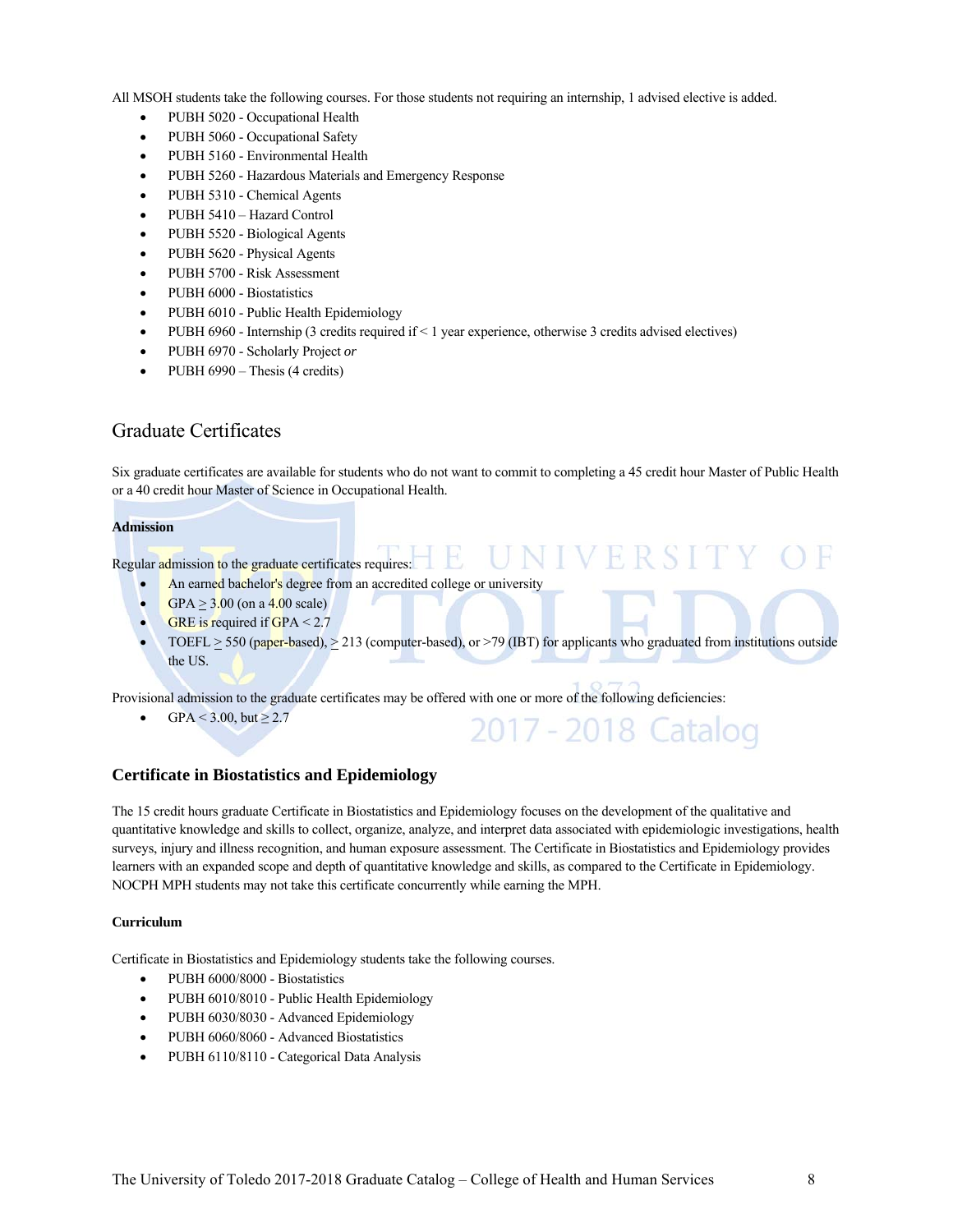All MSOH students take the following courses. For those students not requiring an internship, 1 advised elective is added.

- PUBH 5020 - Occupational Health
- PUBH 5060 - Occupational Safety
- PUBH 5160 - Environmental Health
- PUBH 5260 - Hazardous Materials and Emergency Response
- PUBH 5310 - Chemical Agents
- PUBH 5410 – Hazard Control
- PUBH 5520 - Biological Agents
- PUBH 5620 - Physical Agents
- PUBH 5700 - Risk Assessment
- PUBH 6000 - Biostatistics
- PUBH 6010 - Public Health Epidemiology
- PUBH 6960 - Internship (3 credits required if < 1 year experience, otherwise 3 credits advised electives)
- PUBH 6970 - Scholarly Project *or*
- PUBH 6990 – Thesis (4 credits)

## Graduate Certificates

Six graduate certificates are available for students who do not want to commit to completing a 45 credit hour Master of Public Health or a 40 credit hour Master of Science in Occupational Health.

**Admission**

Regular admission to the graduate certificates requires:

- An earned bachelor's degree from an accredited college or university
- GPA ≥ 3.00 (on a 4.00 scale)
- GRE is required if GPA < 2.7
- TOEFL ≥ 550 (paper-based), ≥ 213 (computer-based), or >79 (IBT) for applicants who graduated from institutions outside the US.

Provisional admission to the graduate certificates may be offered with one or more of the following deficiencies:

- GPA < 3.00, but ≥ 2.7

### Certificate in Biostatistics and Epidemiology

The 15 credit hours graduate Certificate in Biostatistics and Epidemiology focuses on the development of the qualitative and quantitative knowledge and skills to collect, organize, analyze, and interpret data associated with epidemiologic investigations, health surveys, injury and illness recognition, and human exposure assessment. The Certificate in Biostatistics and Epidemiology provides learners with an expanded scope and depth of quantitative knowledge and skills, as compared to the Certificate in Epidemiology. NOCPH MPH students may not take this certificate concurrently while earning the MPH.

**Curriculum**

Certificate in Biostatistics and Epidemiology students take the following courses.

- PUBH 6000/8000 - Biostatistics
- PUBH 6010/8010 - Public Health Epidemiology
- PUBH 6030/8030 - Advanced Epidemiology
- PUBH 6060/8060 - Advanced Biostatistics
- PUBH 6110/8110 - Categorical Data Analysis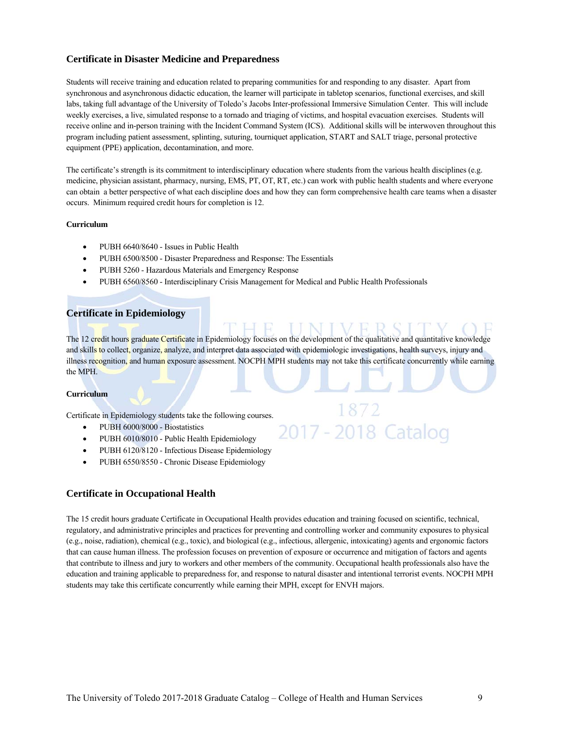## Certificate in Disaster Medicine and Preparedness

Students will receive training and education related to preparing communities for and responding to any disaster. Apart from synchronous and asynchronous didactic education, the learner will participate in tabletop scenarios, functional exercises, and skill labs, taking full advantage of the University of Toledo's Jacobs Inter-professional Immersive Simulation Center. This will include weekly exercises, a live, simulated response to a tornado and triaging of victims, and hospital evacuation exercises. Students will receive online and in-person training with the Incident Command System (ICS). Additional skills will be interwoven throughout this program including patient assessment, splinting, suturing, tourniquet application, START and SALT triage, personal protective equipment (PPE) application, decontamination, and more.

The certificate's strength is its commitment to interdisciplinary education where students from the various health disciplines (e.g. medicine, physician assistant, pharmacy, nursing, EMS, PT, OT, RT, etc.) can work with public health students and where everyone can obtain a better perspective of what each discipline does and how they can form comprehensive health care teams when a disaster occurs. Minimum required credit hours for completion is 12.

#### Curriculum

- PUBH 6640/8640 - Issues in Public Health
- PUBH 6500/8500 - Disaster Preparedness and Response: The Essentials
- PUBH 5260 - Hazardous Materials and Emergency Response
- PUBH 6560/8560 - Interdisciplinary Crisis Management for Medical and Public Health Professionals

## Certificate in Epidemiology

The 12 credit hours graduate Certificate in Epidemiology focuses on the development of the qualitative and quantitative knowledge and skills to collect, organize, analyze, and interpret data associated with epidemiologic investigations, health surveys, injury and illness recognition, and human exposure assessment. NOCPH MPH students may not take this certificate concurrently while earning the MPH.

#### Curriculum

Certificate in Epidemiology students take the following courses.

- PUBH 6000/8000 - Biostatistics
- PUBH 6010/8010 - Public Health Epidemiology
- PUBH 6120/8120 - Infectious Disease Epidemiology
- PUBH 6550/8550 - Chronic Disease Epidemiology

## Certificate in Occupational Health

The 15 credit hours graduate Certificate in Occupational Health provides education and training focused on scientific, technical, regulatory, and administrative principles and practices for preventing and controlling worker and community exposures to physical (e.g., noise, radiation), chemical (e.g., toxic), and biological (e.g., infectious, allergenic, intoxicating) agents and ergonomic factors that can cause human illness. The profession focuses on prevention of exposure or occurrence and mitigation of factors and agents that contribute to illness and jury to workers and other members of the community. Occupational health professionals also have the education and training applicable to preparedness for, and response to natural disaster and intentional terrorist events. NOCPH MPH students may take this certificate concurrently while earning their MPH, except for ENVH majors.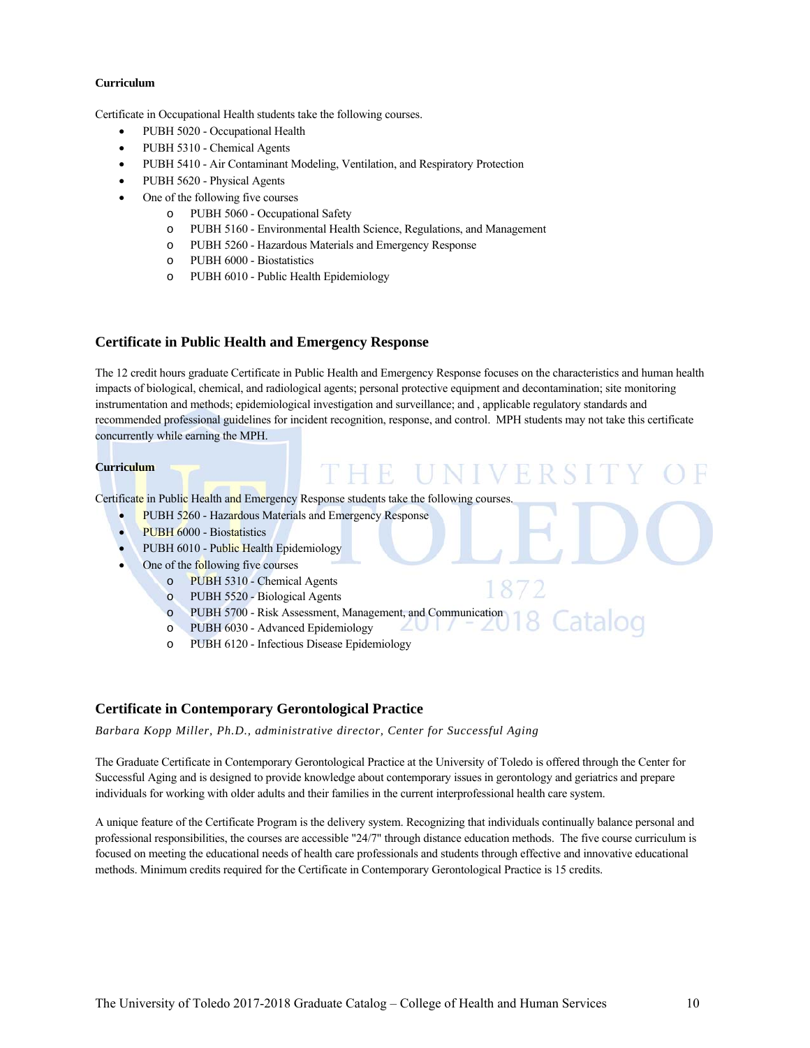**Curriculum**

Certificate in Occupational Health students take the following courses.

- PUBH 5020 - Occupational Health
- PUBH 5310 - Chemical Agents
- PUBH 5410 - Air Contaminant Modeling, Ventilation, and Respiratory Protection
- PUBH 5620 - Physical Agents
- One of the following five courses
  - PUBH 5060 - Occupational Safety
  - PUBH 5160 - Environmental Health Science, Regulations, and Management
  - PUBH 5260 - Hazardous Materials and Emergency Response
  - PUBH 6000 - Biostatistics
  - PUBH 6010 - Public Health Epidemiology

## Certificate in Public Health and Emergency Response

The 12 credit hours graduate Certificate in Public Health and Emergency Response focuses on the characteristics and human health impacts of biological, chemical, and radiological agents; personal protective equipment and decontamination; site monitoring instrumentation and methods; epidemiological investigation and surveillance; and , applicable regulatory standards and recommended professional guidelines for incident recognition, response, and control. MPH students may not take this certificate concurrently while earning the MPH.

**Curriculum**

Certificate in Public Health and Emergency Response students take the following courses.

- PUBH 5260 - Hazardous Materials and Emergency Response
- PUBH 6000 - Biostatistics
- PUBH 6010 - Public Health Epidemiology
- One of the following five courses
  - PUBH 5310 - Chemical Agents
  - PUBH 5520 - Biological Agents
  - PUBH 5700 - Risk Assessment, Management, and Communication
  - PUBH 6030 - Advanced Epidemiology
  - PUBH 6120 - Infectious Disease Epidemiology

## Certificate in Contemporary Gerontological Practice

*Barbara Kopp Miller, Ph.D., administrative director, Center for Successful Aging*

The Graduate Certificate in Contemporary Gerontological Practice at the University of Toledo is offered through the Center for Successful Aging and is designed to provide knowledge about contemporary issues in gerontology and geriatrics and prepare individuals for working with older adults and their families in the current interprofessional health care system.

A unique feature of the Certificate Program is the delivery system. Recognizing that individuals continually balance personal and professional responsibilities, the courses are accessible "24/7" through distance education methods. The five course curriculum is focused on meeting the educational needs of health care professionals and students through effective and innovative educational methods. Minimum credits required for the Certificate in Contemporary Gerontological Practice is 15 credits.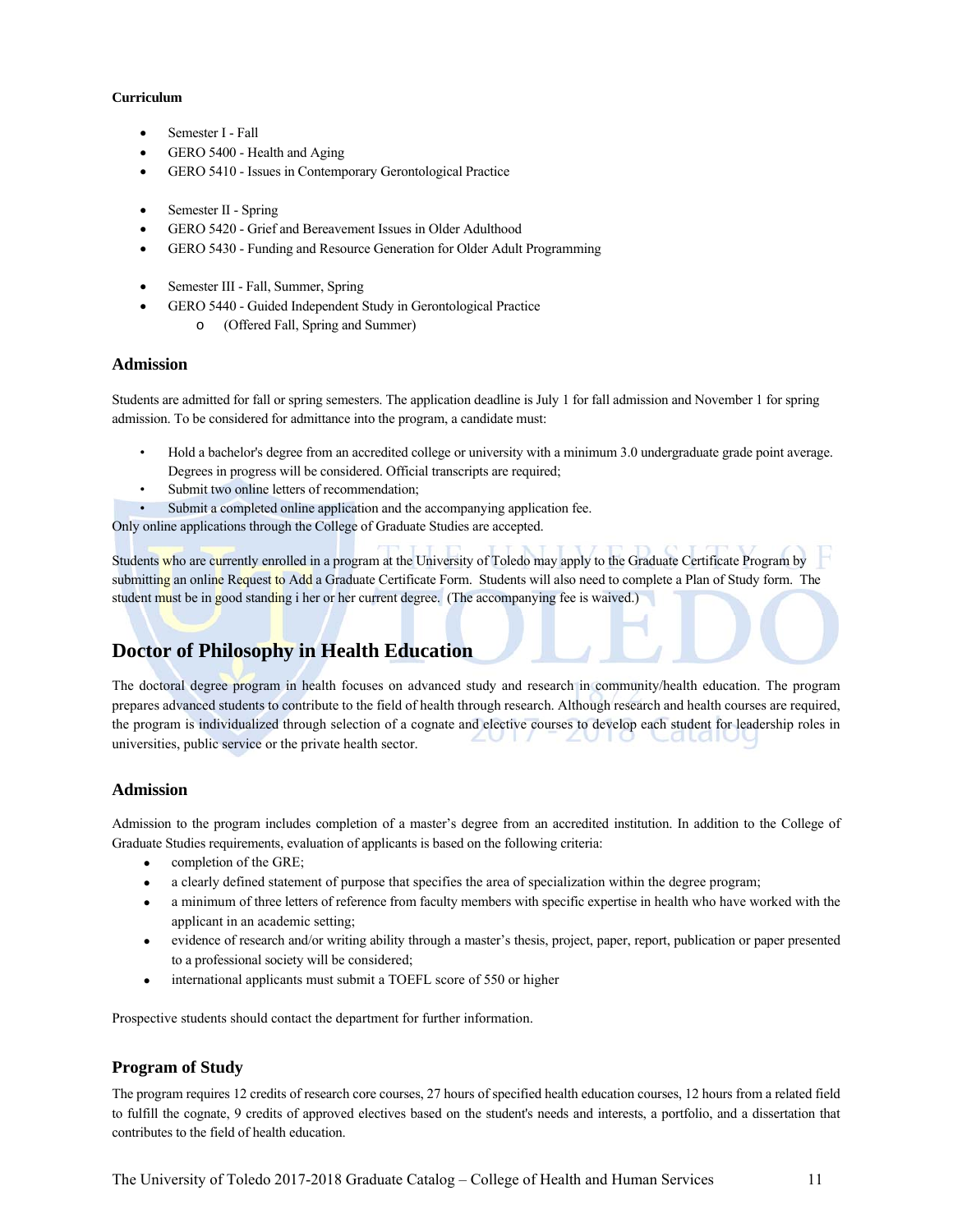**Curriculum**

- Semester I - Fall
- GERO 5400 - Health and Aging
- GERO 5410 - Issues in Contemporary Gerontological Practice

- Semester II - Spring
- GERO 5420 - Grief and Bereavement Issues in Older Adulthood
- GERO 5430 - Funding and Resource Generation for Older Adult Programming

- Semester III - Fall, Summer, Spring
- GERO 5440 - Guided Independent Study in Gerontological Practice
  - (Offered Fall, Spring and Summer)

### Admission

Students are admitted for fall or spring semesters. The application deadline is July 1 for fall admission and November 1 for spring admission. To be considered for admittance into the program, a candidate must:

- Hold a bachelor's degree from an accredited college or university with a minimum 3.0 undergraduate grade point average. Degrees in progress will be considered. Official transcripts are required;
- Submit two online letters of recommendation;
- Submit a completed online application and the accompanying application fee.

Only online applications through the College of Graduate Studies are accepted.

Students who are currently enrolled in a program at the University of Toledo may apply to the Graduate Certificate Program by submitting an online Request to Add a Graduate Certificate Form. Students will also need to complete a Plan of Study form. The student must be in good standing i her or her current degree. (The accompanying fee is waived.)

## Doctor of Philosophy in Health Education

The doctoral degree program in health focuses on advanced study and research in community/health education. The program prepares advanced students to contribute to the field of health through research. Although research and health courses are required, the program is individualized through selection of a cognate and elective courses to develop each student for leadership roles in universities, public service or the private health sector.

### Admission

Admission to the program includes completion of a master's degree from an accredited institution. In addition to the College of Graduate Studies requirements, evaluation of applicants is based on the following criteria:

- completion of the GRE;
- a clearly defined statement of purpose that specifies the area of specialization within the degree program;
- a minimum of three letters of reference from faculty members with specific expertise in health who have worked with the applicant in an academic setting;
- evidence of research and/or writing ability through a master's thesis, project, paper, report, publication or paper presented to a professional society will be considered;
- international applicants must submit a TOEFL score of 550 or higher

Prospective students should contact the department for further information.

### Program of Study

The program requires 12 credits of research core courses, 27 hours of specified health education courses, 12 hours from a related field to fulfill the cognate, 9 credits of approved electives based on the student's needs and interests, a portfolio, and a dissertation that contributes to the field of health education.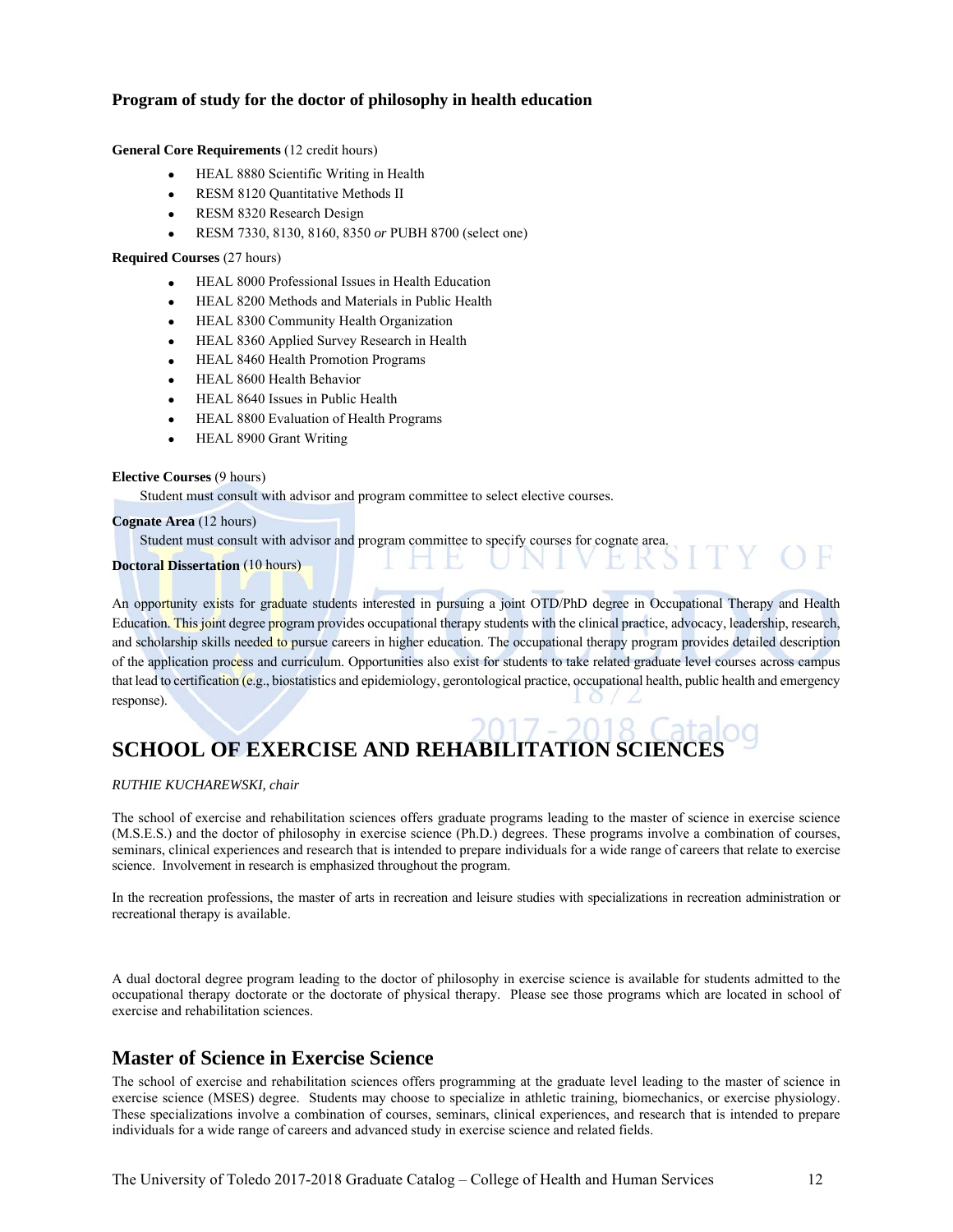### Program of study for the doctor of philosophy in health education

**General Core Requirements** (12 credit hours)

- HEAL 8880 Scientific Writing in Health
- RESM 8120 Quantitative Methods II
- RESM 8320 Research Design
- RESM 7330, 8130, 8160, 8350 *or* PUBH 8700 (select one)

**Required Courses** (27 hours)

- HEAL 8000 Professional Issues in Health Education
- HEAL 8200 Methods and Materials in Public Health
- HEAL 8300 Community Health Organization
- HEAL 8360 Applied Survey Research in Health
- HEAL 8460 Health Promotion Programs
- HEAL 8600 Health Behavior
- HEAL 8640 Issues in Public Health
- HEAL 8800 Evaluation of Health Programs
- HEAL 8900 Grant Writing

**Elective Courses** (9 hours)

Student must consult with advisor and program committee to select elective courses.

**Cognate Area** (12 hours)

Student must consult with advisor and program committee to specify courses for cognate area.

**Doctoral Dissertation** (10 hours)

An opportunity exists for graduate students interested in pursuing a joint OTD/PhD degree in Occupational Therapy and Health Education. This joint degree program provides occupational therapy students with the clinical practice, advocacy, leadership, research, and scholarship skills needed to pursue careers in higher education. The occupational therapy program provides detailed description of the application process and curriculum. Opportunities also exist for students to take related graduate level courses across campus that lead to certification (e.g., biostatistics and epidemiology, gerontological practice, occupational health, public health and emergency response).

# SCHOOL OF EXERCISE AND REHABILITATION SCIENCES

*RUTHIE KUCHAREWSKI, chair*

The school of exercise and rehabilitation sciences offers graduate programs leading to the master of science in exercise science (M.S.E.S.) and the doctor of philosophy in exercise science (Ph.D.) degrees. These programs involve a combination of courses, seminars, clinical experiences and research that is intended to prepare individuals for a wide range of careers that relate to exercise science. Involvement in research is emphasized throughout the program.

In the recreation professions, the master of arts in recreation and leisure studies with specializations in recreation administration or recreational therapy is available.

A dual doctoral degree program leading to the doctor of philosophy in exercise science is available for students admitted to the occupational therapy doctorate or the doctorate of physical therapy. Please see those programs which are located in school of exercise and rehabilitation sciences.

## Master of Science in Exercise Science

The school of exercise and rehabilitation sciences offers programming at the graduate level leading to the master of science in exercise science (MSES) degree. Students may choose to specialize in athletic training, biomechanics, or exercise physiology. These specializations involve a combination of courses, seminars, clinical experiences, and research that is intended to prepare individuals for a wide range of careers and advanced study in exercise science and related fields.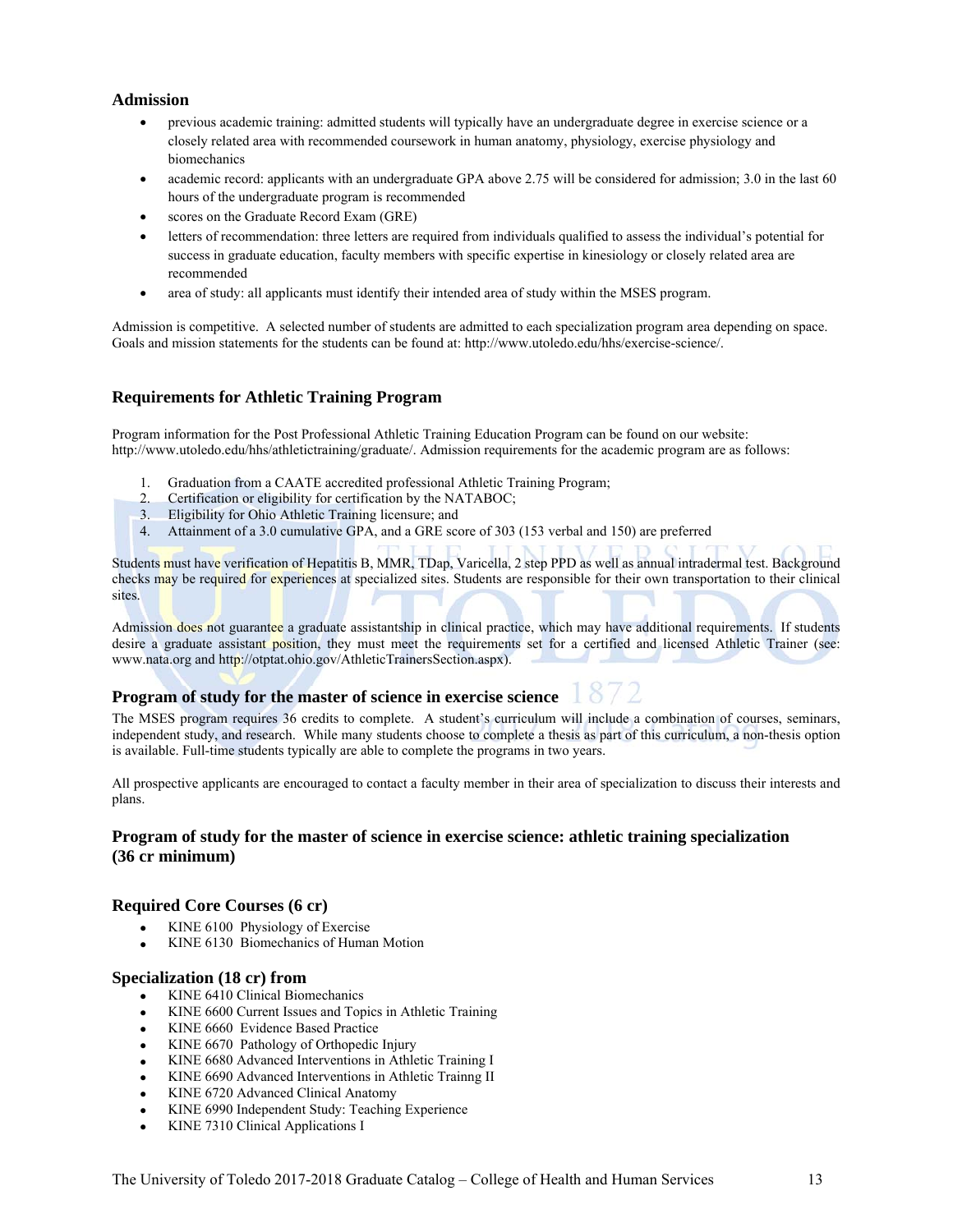## Admission

- previous academic training: admitted students will typically have an undergraduate degree in exercise science or a closely related area with recommended coursework in human anatomy, physiology, exercise physiology and biomechanics
- academic record: applicants with an undergraduate GPA above 2.75 will be considered for admission; 3.0 in the last 60 hours of the undergraduate program is recommended
- scores on the Graduate Record Exam (GRE)
- letters of recommendation: three letters are required from individuals qualified to assess the individual's potential for success in graduate education, faculty members with specific expertise in kinesiology or closely related area are recommended
- area of study: all applicants must identify their intended area of study within the MSES program.

Admission is competitive. A selected number of students are admitted to each specialization program area depending on space. Goals and mission statements for the students can be found at: http://www.utoledo.edu/hhs/exercise-science/.

## Requirements for Athletic Training Program

Program information for the Post Professional Athletic Training Education Program can be found on our website: http://www.utoledo.edu/hhs/athletictraining/graduate/. Admission requirements for the academic program are as follows:

1. Graduation from a CAATE accredited professional Athletic Training Program;
2. Certification or eligibility for certification by the NATABOC;
3. Eligibility for Ohio Athletic Training licensure; and
4. Attainment of a 3.0 cumulative GPA, and a GRE score of 303 (153 verbal and 150) are preferred

Students must have verification of Hepatitis B, MMR, TDap, Varicella, 2 step PPD as well as annual intradermal test. Background checks may be required for experiences at specialized sites. Students are responsible for their own transportation to their clinical sites.

Admission does not guarantee a graduate assistantship in clinical practice, which may have additional requirements. If students desire a graduate assistant position, they must meet the requirements set for a certified and licensed Athletic Trainer (see: www.nata.org and http://otptat.ohio.gov/AthleticTrainersSection.aspx).

## Program of study for the master of science in exercise science

The MSES program requires 36 credits to complete. A student's curriculum will include a combination of courses, seminars, independent study, and research. While many students choose to complete a thesis as part of this curriculum, a non-thesis option is available. Full-time students typically are able to complete the programs in two years.

All prospective applicants are encouraged to contact a faculty member in their area of specialization to discuss their interests and plans.

## Program of study for the master of science in exercise science: athletic training specialization (36 cr minimum)

### Required Core Courses (6 cr)

- KINE 6100 Physiology of Exercise
- KINE 6130 Biomechanics of Human Motion

### Specialization (18 cr) from

- KINE 6410 Clinical Biomechanics
- KINE 6600 Current Issues and Topics in Athletic Training
- KINE 6660 Evidence Based Practice
- KINE 6670 Pathology of Orthopedic Injury
- KINE 6680 Advanced Interventions in Athletic Training I
- KINE 6690 Advanced Interventions in Athletic Trainng II
- KINE 6720 Advanced Clinical Anatomy
- KINE 6990 Independent Study: Teaching Experience
- KINE 7310 Clinical Applications I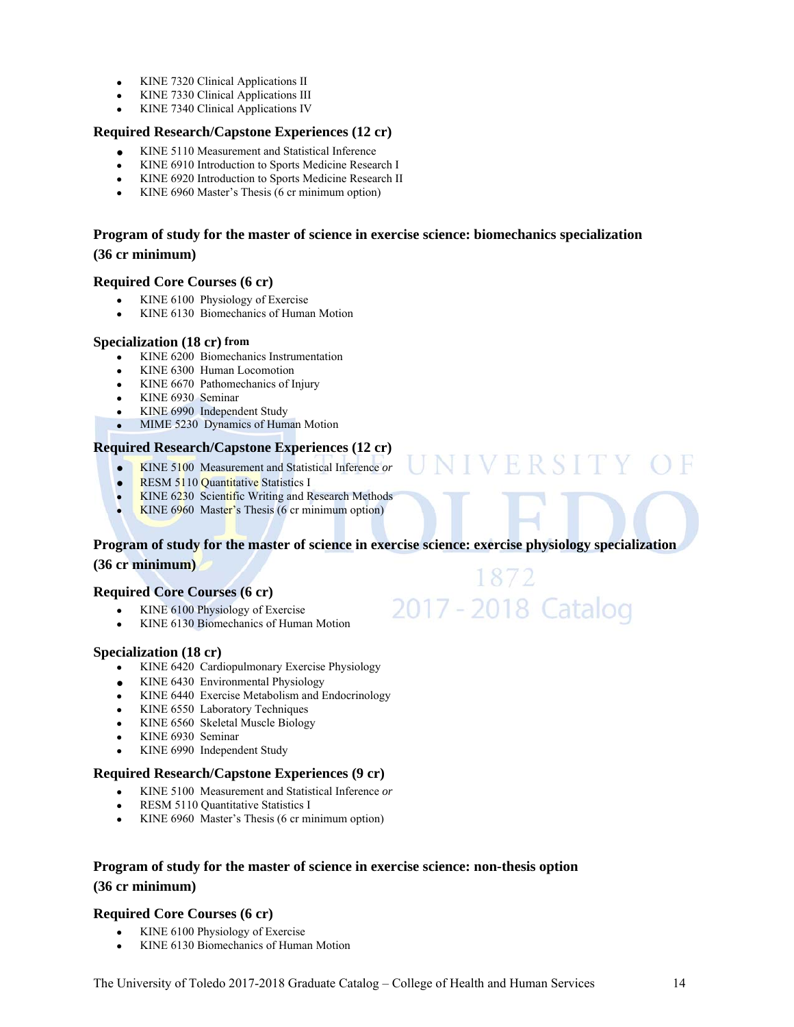- KINE 7320 Clinical Applications II
- KINE 7330 Clinical Applications III
- KINE 7340 Clinical Applications IV

### Required Research/Capstone Experiences (12 cr)

- KINE 5110 Measurement and Statistical Inference
- KINE 6910 Introduction to Sports Medicine Research I
- KINE 6920 Introduction to Sports Medicine Research II
- KINE 6960 Master's Thesis (6 cr minimum option)

## Program of study for the master of science in exercise science: biomechanics specialization (36 cr minimum)

### Required Core Courses (6 cr)

- KINE 6100 Physiology of Exercise
- KINE 6130 Biomechanics of Human Motion

### Specialization (18 cr) from

- KINE 6200 Biomechanics Instrumentation
- KINE 6300 Human Locomotion
- KINE 6670 Pathomechanics of Injury
- KINE 6930 Seminar
- KINE 6990 Independent Study
- MIME 5230 Dynamics of Human Motion

### Required Research/Capstone Experiences (12 cr)

- KINE 5100 Measurement and Statistical Inference *or*
- RESM 5110 Quantitative Statistics I
- KINE 6230 Scientific Writing and Research Methods
- KINE 6960 Master's Thesis (6 cr minimum option)

## Program of study for the master of science in exercise science: exercise physiology specialization (36 cr minimum)

### Required Core Courses (6 cr)

- KINE 6100 Physiology of Exercise
- KINE 6130 Biomechanics of Human Motion

### Specialization (18 cr)

- KINE 6420 Cardiopulmonary Exercise Physiology
- KINE 6430 Environmental Physiology
- KINE 6440 Exercise Metabolism and Endocrinology
- KINE 6550 Laboratory Techniques
- KINE 6560 Skeletal Muscle Biology
- KINE 6930 Seminar
- KINE 6990 Independent Study

### Required Research/Capstone Experiences (9 cr)

- KINE 5100 Measurement and Statistical Inference *or*
- RESM 5110 Quantitative Statistics I
- KINE 6960 Master's Thesis (6 cr minimum option)

## Program of study for the master of science in exercise science: non-thesis option (36 cr minimum)

### Required Core Courses (6 cr)

- KINE 6100 Physiology of Exercise
- KINE 6130 Biomechanics of Human Motion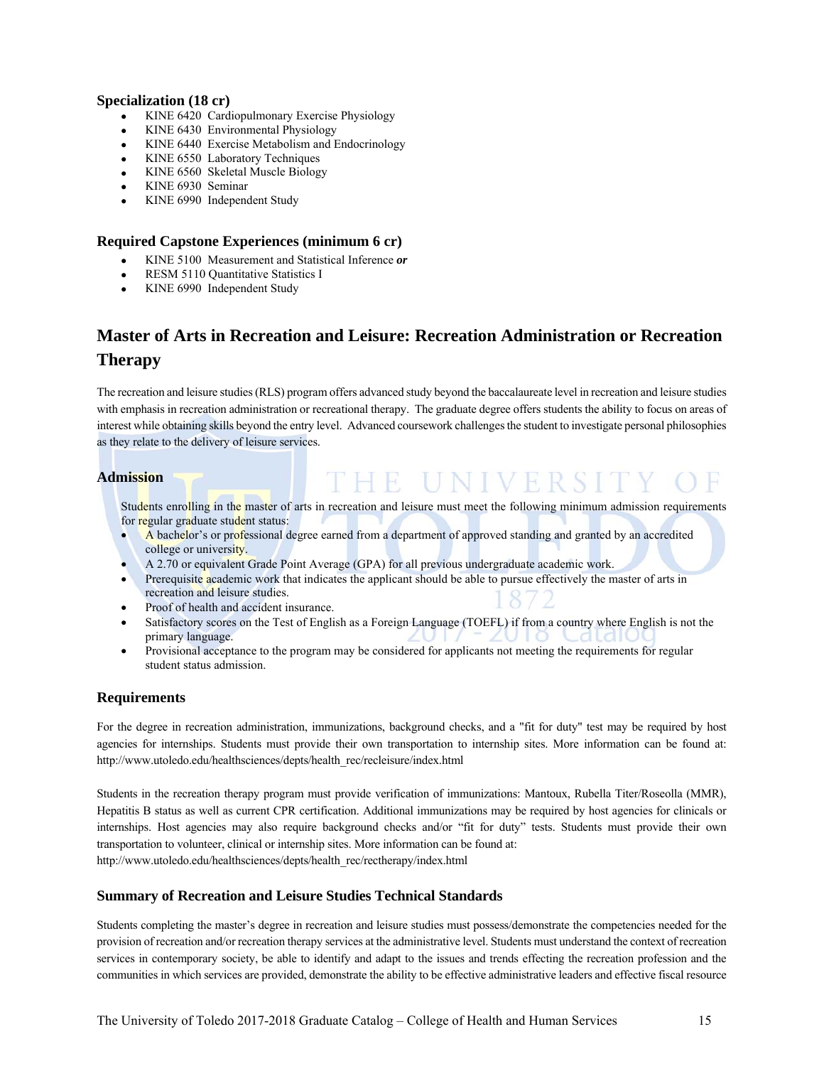### Specialization (18 cr)

- KINE 6420 Cardiopulmonary Exercise Physiology
- KINE 6430 Environmental Physiology
- KINE 6440 Exercise Metabolism and Endocrinology
- KINE 6550 Laboratory Techniques
- KINE 6560 Skeletal Muscle Biology
- KINE 6930 Seminar
- KINE 6990 Independent Study

### Required Capstone Experiences (minimum 6 cr)

- KINE 5100 Measurement and Statistical Inference ***or***
- RESM 5110 Quantitative Statistics I
- KINE 6990 Independent Study

## Master of Arts in Recreation and Leisure: Recreation Administration or Recreation Therapy

The recreation and leisure studies (RLS) program offers advanced study beyond the baccalaureate level in recreation and leisure studies with emphasis in recreation administration or recreational therapy. The graduate degree offers students the ability to focus on areas of interest while obtaining skills beyond the entry level. Advanced coursework challenges the student to investigate personal philosophies as they relate to the delivery of leisure services.

### Admission

Students enrolling in the master of arts in recreation and leisure must meet the following minimum admission requirements for regular graduate student status:

- A bachelor's or professional degree earned from a department of approved standing and granted by an accredited college or university.
- A 2.70 or equivalent Grade Point Average (GPA) for all previous undergraduate academic work.
- Prerequisite academic work that indicates the applicant should be able to pursue effectively the master of arts in recreation and leisure studies.
- Proof of health and accident insurance.
- Satisfactory scores on the Test of English as a Foreign Language (TOEFL) if from a country where English is not the primary language.
- Provisional acceptance to the program may be considered for applicants not meeting the requirements for regular student status admission.

### Requirements

For the degree in recreation administration, immunizations, background checks, and a "fit for duty" test may be required by host agencies for internships. Students must provide their own transportation to internship sites. More information can be found at: http://www.utoledo.edu/healthsciences/depts/health_rec/recleisure/index.html

Students in the recreation therapy program must provide verification of immunizations: Mantoux, Rubella Titer/Roseolla (MMR), Hepatitis B status as well as current CPR certification. Additional immunizations may be required by host agencies for clinicals or internships. Host agencies may also require background checks and/or "fit for duty" tests. Students must provide their own transportation to volunteer, clinical or internship sites. More information can be found at: http://www.utoledo.edu/healthsciences/depts/health_rec/rectherapy/index.html

### Summary of Recreation and Leisure Studies Technical Standards

Students completing the master's degree in recreation and leisure studies must possess/demonstrate the competencies needed for the provision of recreation and/or recreation therapy services at the administrative level. Students must understand the context of recreation services in contemporary society, be able to identify and adapt to the issues and trends effecting the recreation profession and the communities in which services are provided, demonstrate the ability to be effective administrative leaders and effective fiscal resource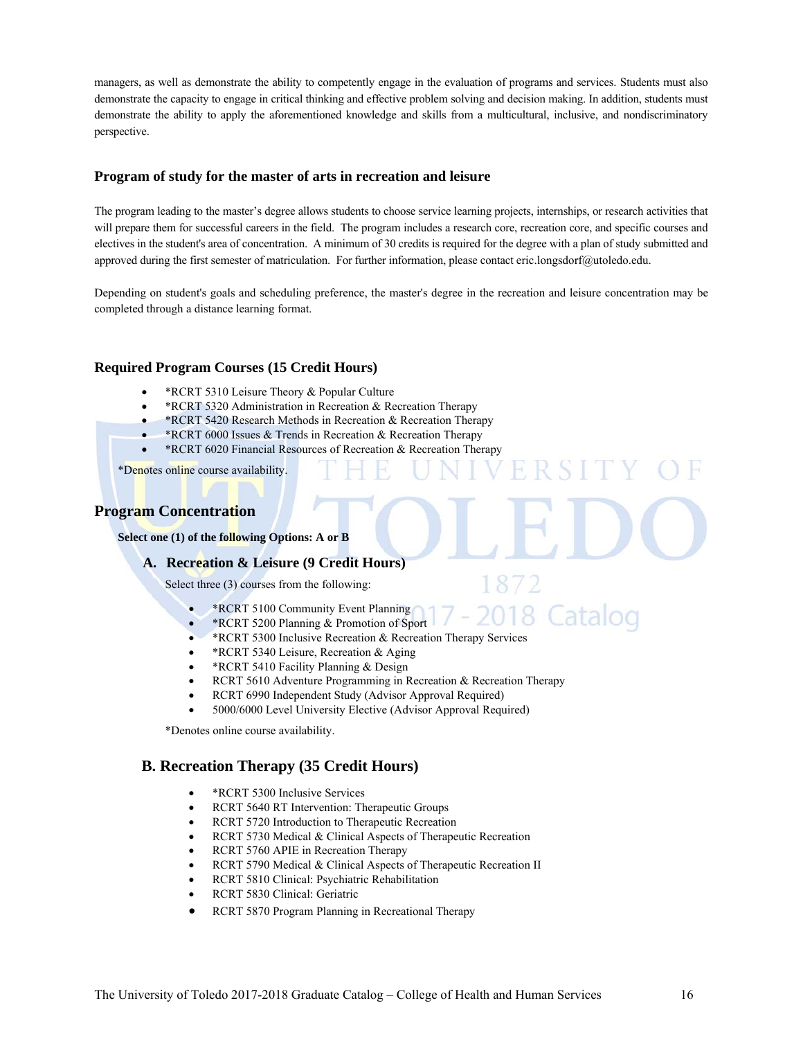managers, as well as demonstrate the ability to competently engage in the evaluation of programs and services. Students must also demonstrate the capacity to engage in critical thinking and effective problem solving and decision making. In addition, students must demonstrate the ability to apply the aforementioned knowledge and skills from a multicultural, inclusive, and nondiscriminatory perspective.

### Program of study for the master of arts in recreation and leisure

The program leading to the master's degree allows students to choose service learning projects, internships, or research activities that will prepare them for successful careers in the field. The program includes a research core, recreation core, and specific courses and electives in the student's area of concentration. A minimum of 30 credits is required for the degree with a plan of study submitted and approved during the first semester of matriculation. For further information, please contact eric.longsdorf@utoledo.edu.

Depending on student's goals and scheduling preference, the master's degree in the recreation and leisure concentration may be completed through a distance learning format.

### Required Program Courses (15 Credit Hours)

- *RCRT 5310 Leisure Theory & Popular Culture
- *RCRT 5320 Administration in Recreation & Recreation Therapy
- *RCRT 5420 Research Methods in Recreation & Recreation Therapy
- *RCRT 6000 Issues & Trends in Recreation & Recreation Therapy
- *RCRT 6020 Financial Resources of Recreation & Recreation Therapy

*Denotes online course availability.

### Program Concentration

**Select one (1) of the following Options: A or B**

#### A. Recreation & Leisure (9 Credit Hours)

Select three (3) courses from the following:

- *RCRT 5100 Community Event Planning
- *RCRT 5200 Planning & Promotion of Sport
- *RCRT 5300 Inclusive Recreation & Recreation Therapy Services
- *RCRT 5340 Leisure, Recreation & Aging
- *RCRT 5410 Facility Planning & Design
- RCRT 5610 Adventure Programming in Recreation & Recreation Therapy
- RCRT 6990 Independent Study (Advisor Approval Required)
- 5000/6000 Level University Elective (Advisor Approval Required)

*Denotes online course availability.

#### B. Recreation Therapy (35 Credit Hours)

- *RCRT 5300 Inclusive Services
- RCRT 5640 RT Intervention: Therapeutic Groups
- RCRT 5720 Introduction to Therapeutic Recreation
- RCRT 5730 Medical & Clinical Aspects of Therapeutic Recreation
- RCRT 5760 APIE in Recreation Therapy
- RCRT 5790 Medical & Clinical Aspects of Therapeutic Recreation II
- RCRT 5810 Clinical: Psychiatric Rehabilitation
- RCRT 5830 Clinical: Geriatric
- RCRT 5870 Program Planning in Recreational Therapy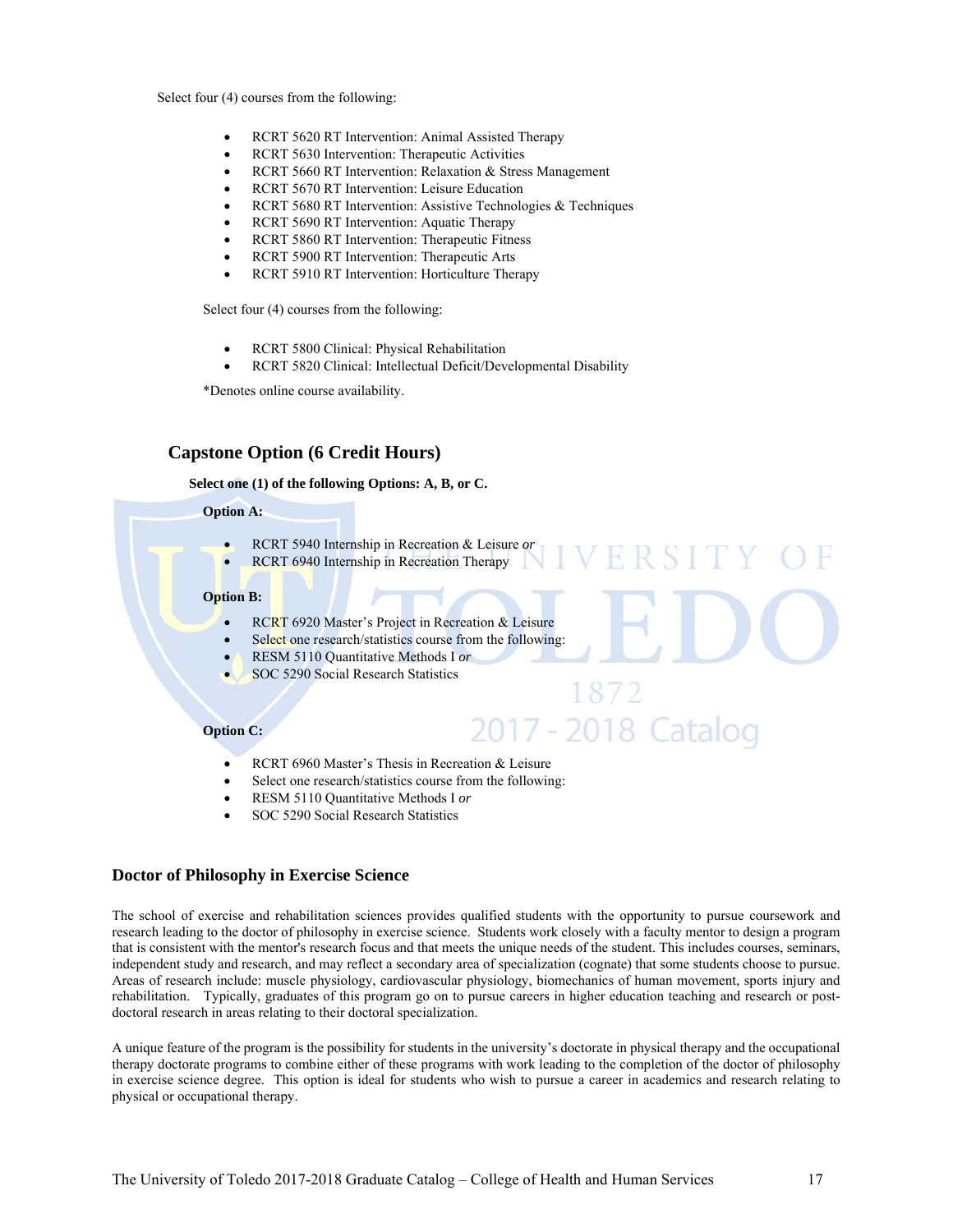Select four (4) courses from the following:

- RCRT 5620 RT Intervention: Animal Assisted Therapy
- RCRT 5630 Intervention: Therapeutic Activities
- RCRT 5660 RT Intervention: Relaxation & Stress Management
- RCRT 5670 RT Intervention: Leisure Education
- RCRT 5680 RT Intervention: Assistive Technologies & Techniques
- RCRT 5690 RT Intervention: Aquatic Therapy
- RCRT 5860 RT Intervention: Therapeutic Fitness
- RCRT 5900 RT Intervention: Therapeutic Arts
- RCRT 5910 RT Intervention: Horticulture Therapy

Select four (4) courses from the following:

- RCRT 5800 Clinical: Physical Rehabilitation
- RCRT 5820 Clinical: Intellectual Deficit/Developmental Disability

*Denotes online course availability.

## Capstone Option (6 Credit Hours)

**Select one (1) of the following Options: A, B, or C.**

**Option A:**

- RCRT 5940 Internship in Recreation & Leisure *or*
- RCRT 6940 Internship in Recreation Therapy

**Option B:**

- RCRT 6920 Master's Project in Recreation & Leisure
- Select one research/statistics course from the following:
- RESM 5110 Quantitative Methods I *or*
- SOC 5290 Social Research Statistics

**Option C:**

- RCRT 6960 Master's Thesis in Recreation & Leisure
- Select one research/statistics course from the following:
- RESM 5110 Quantitative Methods I *or*
- SOC 5290 Social Research Statistics

### Doctor of Philosophy in Exercise Science

The school of exercise and rehabilitation sciences provides qualified students with the opportunity to pursue coursework and research leading to the doctor of philosophy in exercise science. Students work closely with a faculty mentor to design a program that is consistent with the mentor's research focus and that meets the unique needs of the student. This includes courses, seminars, independent study and research, and may reflect a secondary area of specialization (cognate) that some students choose to pursue. Areas of research include: muscle physiology, cardiovascular physiology, biomechanics of human movement, sports injury and rehabilitation. Typically, graduates of this program go on to pursue careers in higher education teaching and research or post-doctoral research in areas relating to their doctoral specialization.

A unique feature of the program is the possibility for students in the university's doctorate in physical therapy and the occupational therapy doctorate programs to combine either of these programs with work leading to the completion of the doctor of philosophy in exercise science degree. This option is ideal for students who wish to pursue a career in academics and research relating to physical or occupational therapy.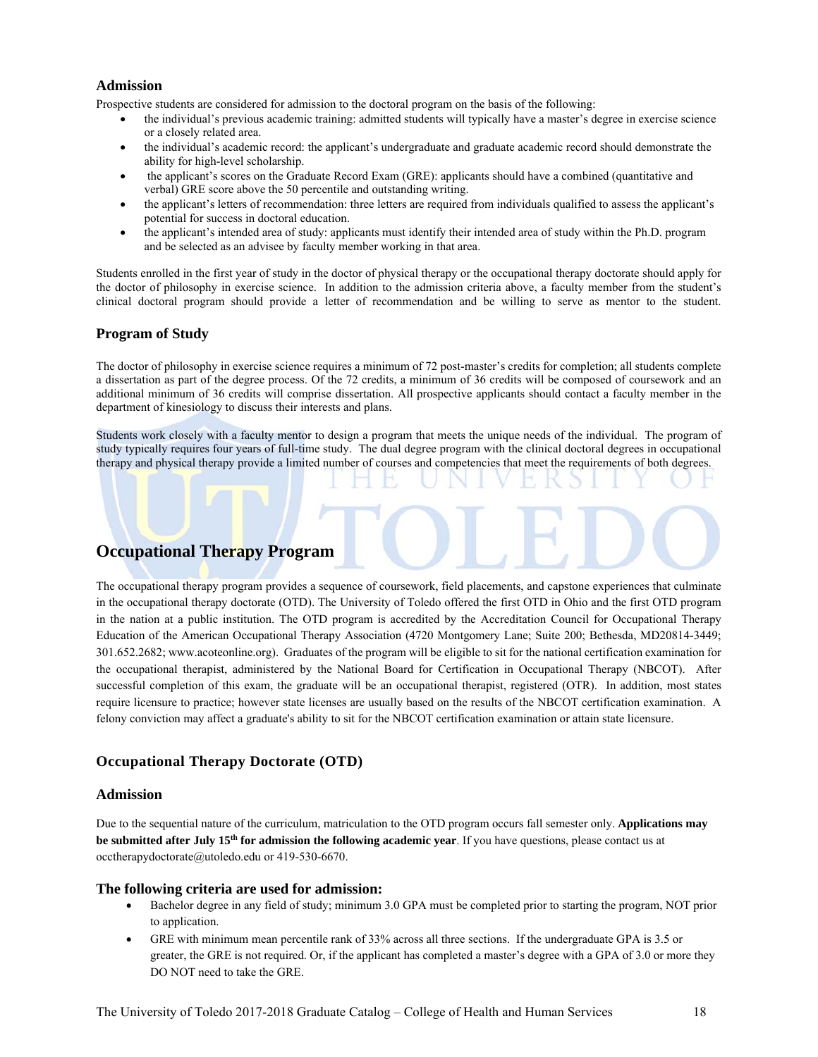### Admission

Prospective students are considered for admission to the doctoral program on the basis of the following:

- the individual's previous academic training: admitted students will typically have a master's degree in exercise science or a closely related area.
- the individual's academic record: the applicant's undergraduate and graduate academic record should demonstrate the ability for high-level scholarship.
- the applicant's scores on the Graduate Record Exam (GRE): applicants should have a combined (quantitative and verbal) GRE score above the 50 percentile and outstanding writing.
- the applicant's letters of recommendation: three letters are required from individuals qualified to assess the applicant's potential for success in doctoral education.
- the applicant's intended area of study: applicants must identify their intended area of study within the Ph.D. program and be selected as an advisee by faculty member working in that area.

Students enrolled in the first year of study in the doctor of physical therapy or the occupational therapy doctorate should apply for the doctor of philosophy in exercise science. In addition to the admission criteria above, a faculty member from the student's clinical doctoral program should provide a letter of recommendation and be willing to serve as mentor to the student.

### Program of Study

The doctor of philosophy in exercise science requires a minimum of 72 post-master's credits for completion; all students complete a dissertation as part of the degree process. Of the 72 credits, a minimum of 36 credits will be composed of coursework and an additional minimum of 36 credits will comprise dissertation. All prospective applicants should contact a faculty member in the department of kinesiology to discuss their interests and plans.

Students work closely with a faculty mentor to design a program that meets the unique needs of the individual. The program of study typically requires four years of full-time study. The dual degree program with the clinical doctoral degrees in occupational therapy and physical therapy provide a limited number of courses and competencies that meet the requirements of both degrees.

## Occupational Therapy Program

The occupational therapy program provides a sequence of coursework, field placements, and capstone experiences that culminate in the occupational therapy doctorate (OTD). The University of Toledo offered the first OTD in Ohio and the first OTD program in the nation at a public institution. The OTD program is accredited by the Accreditation Council for Occupational Therapy Education of the American Occupational Therapy Association (4720 Montgomery Lane; Suite 200; Bethesda, MD20814-3449; 301.652.2682; www.acoteonline.org). Graduates of the program will be eligible to sit for the national certification examination for the occupational therapist, administered by the National Board for Certification in Occupational Therapy (NBCOT). After successful completion of this exam, the graduate will be an occupational therapist, registered (OTR). In addition, most states require licensure to practice; however state licenses are usually based on the results of the NBCOT certification examination. A felony conviction may affect a graduate's ability to sit for the NBCOT certification examination or attain state licensure.

### Occupational Therapy Doctorate (OTD)

### Admission

Due to the sequential nature of the curriculum, matriculation to the OTD program occurs fall semester only. **Applications may be submitted after July 15th for admission the following academic year**. If you have questions, please contact us at occtherapydoctorate@utoledo.edu or 419-530-6670.

### The following criteria are used for admission:

- Bachelor degree in any field of study; minimum 3.0 GPA must be completed prior to starting the program, NOT prior to application.
- GRE with minimum mean percentile rank of 33% across all three sections. If the undergraduate GPA is 3.5 or greater, the GRE is not required. Or, if the applicant has completed a master's degree with a GPA of 3.0 or more they DO NOT need to take the GRE.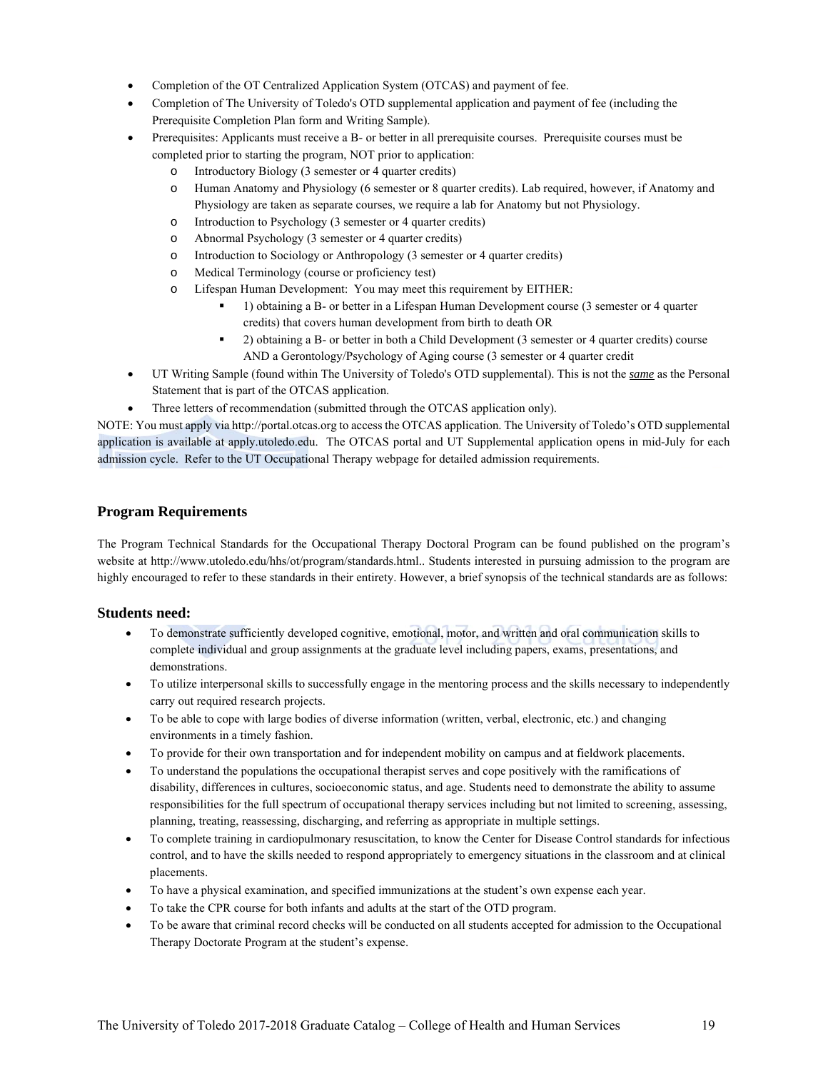- Completion of the OT Centralized Application System (OTCAS) and payment of fee.
- Completion of The University of Toledo's OTD supplemental application and payment of fee (including the Prerequisite Completion Plan form and Writing Sample).
- Prerequisites: Applicants must receive a B- or better in all prerequisite courses. Prerequisite courses must be completed prior to starting the program, NOT prior to application:
  - Introductory Biology (3 semester or 4 quarter credits)
  - Human Anatomy and Physiology (6 semester or 8 quarter credits). Lab required, however, if Anatomy and Physiology are taken as separate courses, we require a lab for Anatomy but not Physiology.
  - Introduction to Psychology (3 semester or 4 quarter credits)
  - Abnormal Psychology (3 semester or 4 quarter credits)
  - Introduction to Sociology or Anthropology (3 semester or 4 quarter credits)
  - Medical Terminology (course or proficiency test)
  - Lifespan Human Development: You may meet this requirement by EITHER:
    - 1) obtaining a B- or better in a Lifespan Human Development course (3 semester or 4 quarter credits) that covers human development from birth to death OR
    - 2) obtaining a B- or better in both a Child Development (3 semester or 4 quarter credits) course AND a Gerontology/Psychology of Aging course (3 semester or 4 quarter credit
- UT Writing Sample (found within The University of Toledo's OTD supplemental). This is not the ***same*** as the Personal Statement that is part of the OTCAS application.
- Three letters of recommendation (submitted through the OTCAS application only).

NOTE: You must apply via http://portal.otcas.org to access the OTCAS application. The University of Toledo's OTD supplemental application is available at apply.utoledo.edu. The OTCAS portal and UT Supplemental application opens in mid-July for each admission cycle. Refer to the UT Occupational Therapy webpage for detailed admission requirements.

## Program Requirements

The Program Technical Standards for the Occupational Therapy Doctoral Program can be found published on the program's website at http://www.utoledo.edu/hhs/ot/program/standards.html.. Students interested in pursuing admission to the program are highly encouraged to refer to these standards in their entirety. However, a brief synopsis of the technical standards are as follows:

### Students need:

- To demonstrate sufficiently developed cognitive, emotional, motor, and written and oral communication skills to complete individual and group assignments at the graduate level including papers, exams, presentations, and demonstrations.
- To utilize interpersonal skills to successfully engage in the mentoring process and the skills necessary to independently carry out required research projects.
- To be able to cope with large bodies of diverse information (written, verbal, electronic, etc.) and changing environments in a timely fashion.
- To provide for their own transportation and for independent mobility on campus and at fieldwork placements.
- To understand the populations the occupational therapist serves and cope positively with the ramifications of disability, differences in cultures, socioeconomic status, and age. Students need to demonstrate the ability to assume responsibilities for the full spectrum of occupational therapy services including but not limited to screening, assessing, planning, treating, reassessing, discharging, and referring as appropriate in multiple settings.
- To complete training in cardiopulmonary resuscitation, to know the Center for Disease Control standards for infectious control, and to have the skills needed to respond appropriately to emergency situations in the classroom and at clinical placements.
- To have a physical examination, and specified immunizations at the student's own expense each year.
- To take the CPR course for both infants and adults at the start of the OTD program.
- To be aware that criminal record checks will be conducted on all students accepted for admission to the Occupational Therapy Doctorate Program at the student's expense.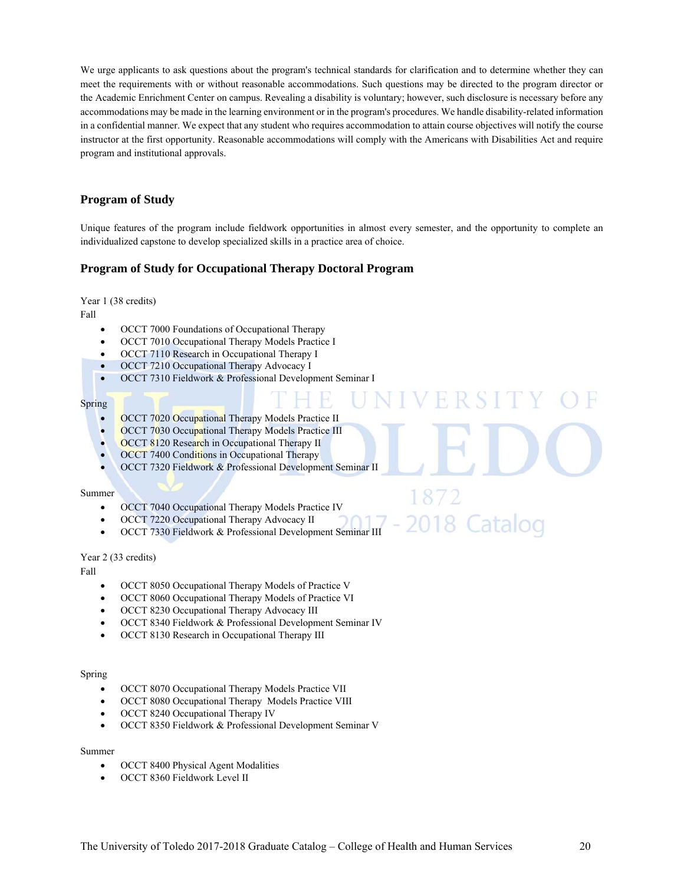We urge applicants to ask questions about the program's technical standards for clarification and to determine whether they can meet the requirements with or without reasonable accommodations. Such questions may be directed to the program director or the Academic Enrichment Center on campus. Revealing a disability is voluntary; however, such disclosure is necessary before any accommodations may be made in the learning environment or in the program's procedures. We handle disability-related information in a confidential manner. We expect that any student who requires accommodation to attain course objectives will notify the course instructor at the first opportunity. Reasonable accommodations will comply with the Americans with Disabilities Act and require program and institutional approvals.

## Program of Study

Unique features of the program include fieldwork opportunities in almost every semester, and the opportunity to complete an individualized capstone to develop specialized skills in a practice area of choice.

## Program of Study for Occupational Therapy Doctoral Program

Year 1 (38 credits)
Fall

- OCCT 7000 Foundations of Occupational Therapy
- OCCT 7010 Occupational Therapy Models Practice I
- OCCT 7110 Research in Occupational Therapy I
- OCCT 7210 Occupational Therapy Advocacy I
- OCCT 7310 Fieldwork & Professional Development Seminar I

Spring

- OCCT 7020 Occupational Therapy Models Practice II
- OCCT 7030 Occupational Therapy Models Practice III
- OCCT 8120 Research in Occupational Therapy II
- OCCT 7400 Conditions in Occupational Therapy
- OCCT 7320 Fieldwork & Professional Development Seminar II

Summer

- OCCT 7040 Occupational Therapy Models Practice IV
- OCCT 7220 Occupational Therapy Advocacy II
- OCCT 7330 Fieldwork & Professional Development Seminar III

Year 2 (33 credits)
Fall

- OCCT 8050 Occupational Therapy Models of Practice V
- OCCT 8060 Occupational Therapy Models of Practice VI
- OCCT 8230 Occupational Therapy Advocacy III
- OCCT 8340 Fieldwork & Professional Development Seminar IV
- OCCT 8130 Research in Occupational Therapy III

Spring

- OCCT 8070 Occupational Therapy Models Practice VII
- OCCT 8080 Occupational Therapy Models Practice VIII
- OCCT 8240 Occupational Therapy IV
- OCCT 8350 Fieldwork & Professional Development Seminar V

Summer

- OCCT 8400 Physical Agent Modalities
- OCCT 8360 Fieldwork Level II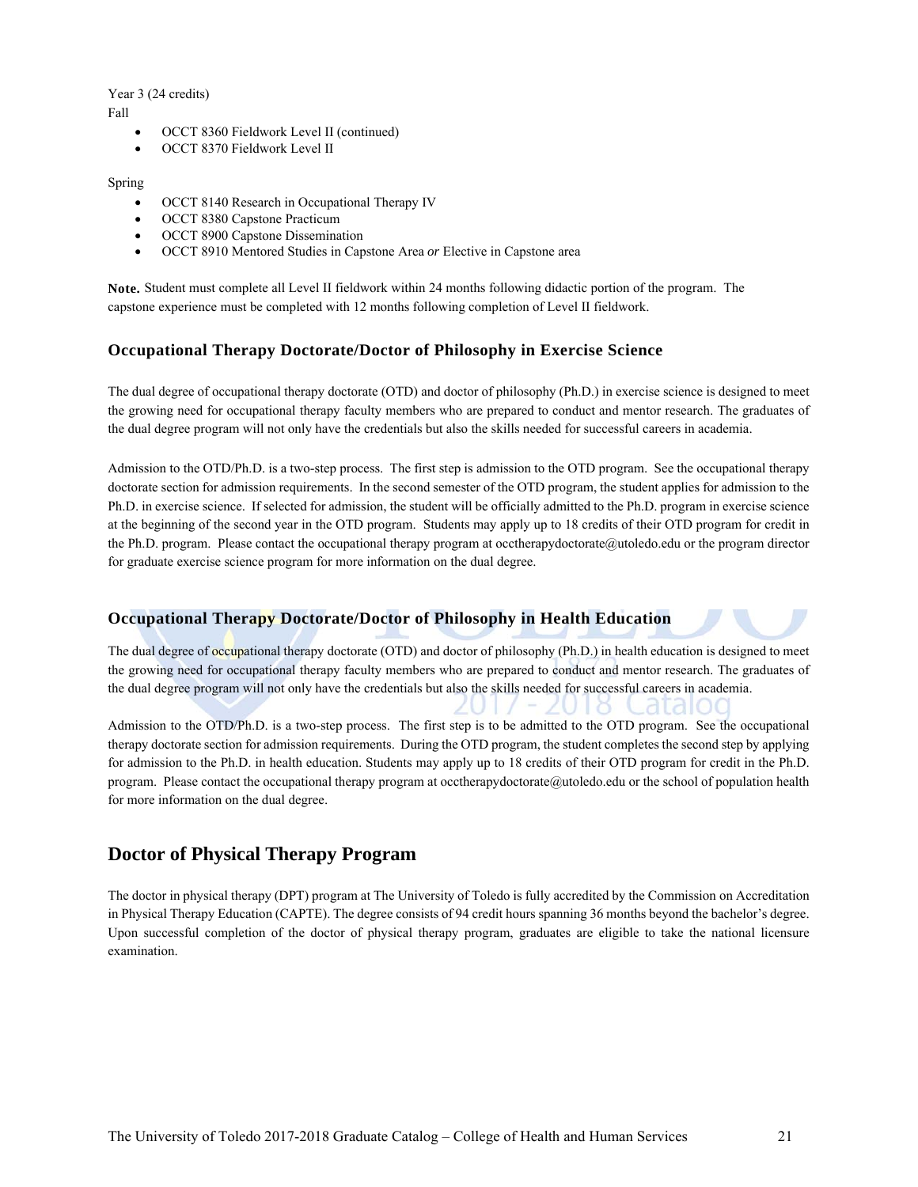Year 3 (24 credits)

Fall

- OCCT 8360 Fieldwork Level II (continued)
- OCCT 8370 Fieldwork Level II

Spring

- OCCT 8140 Research in Occupational Therapy IV
- OCCT 8380 Capstone Practicum
- OCCT 8900 Capstone Dissemination
- OCCT 8910 Mentored Studies in Capstone Area *or* Elective in Capstone area

**Note.** Student must complete all Level II fieldwork within 24 months following didactic portion of the program. The capstone experience must be completed with 12 months following completion of Level II fieldwork.

### Occupational Therapy Doctorate/Doctor of Philosophy in Exercise Science

The dual degree of occupational therapy doctorate (OTD) and doctor of philosophy (Ph.D.) in exercise science is designed to meet the growing need for occupational therapy faculty members who are prepared to conduct and mentor research. The graduates of the dual degree program will not only have the credentials but also the skills needed for successful careers in academia.

Admission to the OTD/Ph.D. is a two-step process. The first step is admission to the OTD program. See the occupational therapy doctorate section for admission requirements. In the second semester of the OTD program, the student applies for admission to the Ph.D. in exercise science. If selected for admission, the student will be officially admitted to the Ph.D. program in exercise science at the beginning of the second year in the OTD program. Students may apply up to 18 credits of their OTD program for credit in the Ph.D. program. Please contact the occupational therapy program at occtherapydoctorate@utoledo.edu or the program director for graduate exercise science program for more information on the dual degree.

### Occupational Therapy Doctorate/Doctor of Philosophy in Health Education

The dual degree of occupational therapy doctorate (OTD) and doctor of philosophy (Ph.D.) in health education is designed to meet the growing need for occupational therapy faculty members who are prepared to conduct and mentor research. The graduates of the dual degree program will not only have the credentials but also the skills needed for successful careers in academia.

Admission to the OTD/Ph.D. is a two-step process. The first step is to be admitted to the OTD program. See the occupational therapy doctorate section for admission requirements. During the OTD program, the student completes the second step by applying for admission to the Ph.D. in health education. Students may apply up to 18 credits of their OTD program for credit in the Ph.D. program. Please contact the occupational therapy program at occtherapydoctorate@utoledo.edu or the school of population health for more information on the dual degree.

## Doctor of Physical Therapy Program

The doctor in physical therapy (DPT) program at The University of Toledo is fully accredited by the Commission on Accreditation in Physical Therapy Education (CAPTE). The degree consists of 94 credit hours spanning 36 months beyond the bachelor's degree. Upon successful completion of the doctor of physical therapy program, graduates are eligible to take the national licensure examination.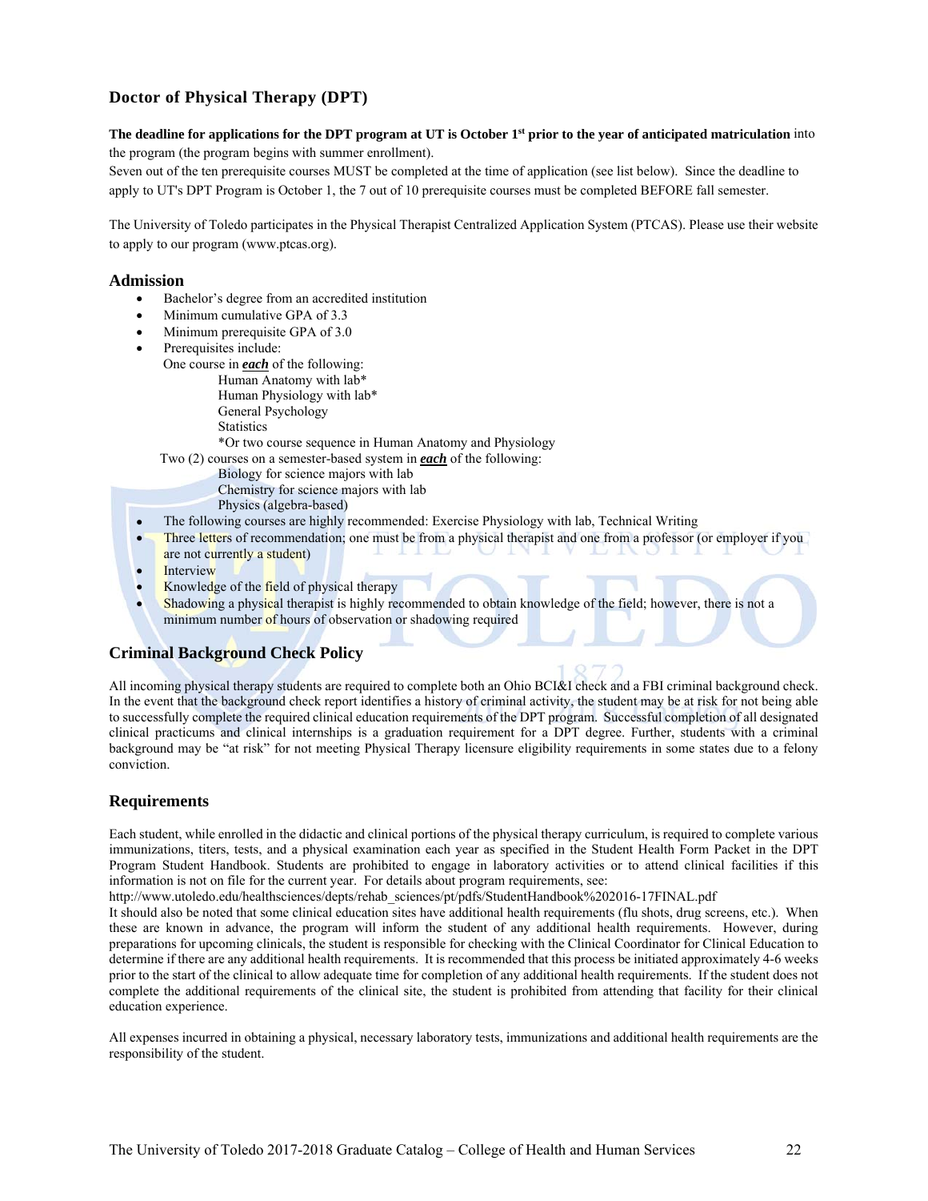## Doctor of Physical Therapy (DPT)

**The deadline for applications for the DPT program at UT is October 1st prior to the year of anticipated matriculation** into the program (the program begins with summer enrollment).

Seven out of the ten prerequisite courses MUST be completed at the time of application (see list below). Since the deadline to apply to UT's DPT Program is October 1, the 7 out of 10 prerequisite courses must be completed BEFORE fall semester.

The University of Toledo participates in the Physical Therapist Centralized Application System (PTCAS). Please use their website to apply to our program (www.ptcas.org).

### Admission

- Bachelor's degree from an accredited institution
- Minimum cumulative GPA of 3.3
- Minimum prerequisite GPA of 3.0
- Prerequisites include:
  One course in ***each*** of the following:
    - Human Anatomy with lab*
    - Human Physiology with lab*
    - General Psychology
    - Statistics
    - *Or two course sequence in Human Anatomy and Physiology

  Two (2) courses on a semester-based system in ***each*** of the following:
    - Biology for science majors with lab
    - Chemistry for science majors with lab
    - Physics (algebra-based)
- The following courses are highly recommended: Exercise Physiology with lab, Technical Writing
- Three letters of recommendation; one must be from a physical therapist and one from a professor (or employer if you are not currently a student)
- Interview
- Knowledge of the field of physical therapy
- Shadowing a physical therapist is highly recommended to obtain knowledge of the field; however, there is not a minimum number of hours of observation or shadowing required

### Criminal Background Check Policy

All incoming physical therapy students are required to complete both an Ohio BCI&I check and a FBI criminal background check. In the event that the background check report identifies a history of criminal activity, the student may be at risk for not being able to successfully complete the required clinical education requirements of the DPT program. Successful completion of all designated clinical practicums and clinical internships is a graduation requirement for a DPT degree. Further, students with a criminal background may be "at risk" for not meeting Physical Therapy licensure eligibility requirements in some states due to a felony conviction.

### Requirements

Each student, while enrolled in the didactic and clinical portions of the physical therapy curriculum, is required to complete various immunizations, titers, tests, and a physical examination each year as specified in the Student Health Form Packet in the DPT Program Student Handbook. Students are prohibited to engage in laboratory activities or to attend clinical facilities if this information is not on file for the current year. For details about program requirements, see:
http://www.utoledo.edu/healthsciences/depts/rehab_sciences/pt/pdfs/StudentHandbook%202016-17FINAL.pdf
It should also be noted that some clinical education sites have additional health requirements (flu shots, drug screens, etc.). When these are known in advance, the program will inform the student of any additional health requirements. However, during preparations for upcoming clinicals, the student is responsible for checking with the Clinical Coordinator for Clinical Education to determine if there are any additional health requirements. It is recommended that this process be initiated approximately 4-6 weeks prior to the start of the clinical to allow adequate time for completion of any additional health requirements. If the student does not complete the additional requirements of the clinical site, the student is prohibited from attending that facility for their clinical education experience.

All expenses incurred in obtaining a physical, necessary laboratory tests, immunizations and additional health requirements are the responsibility of the student.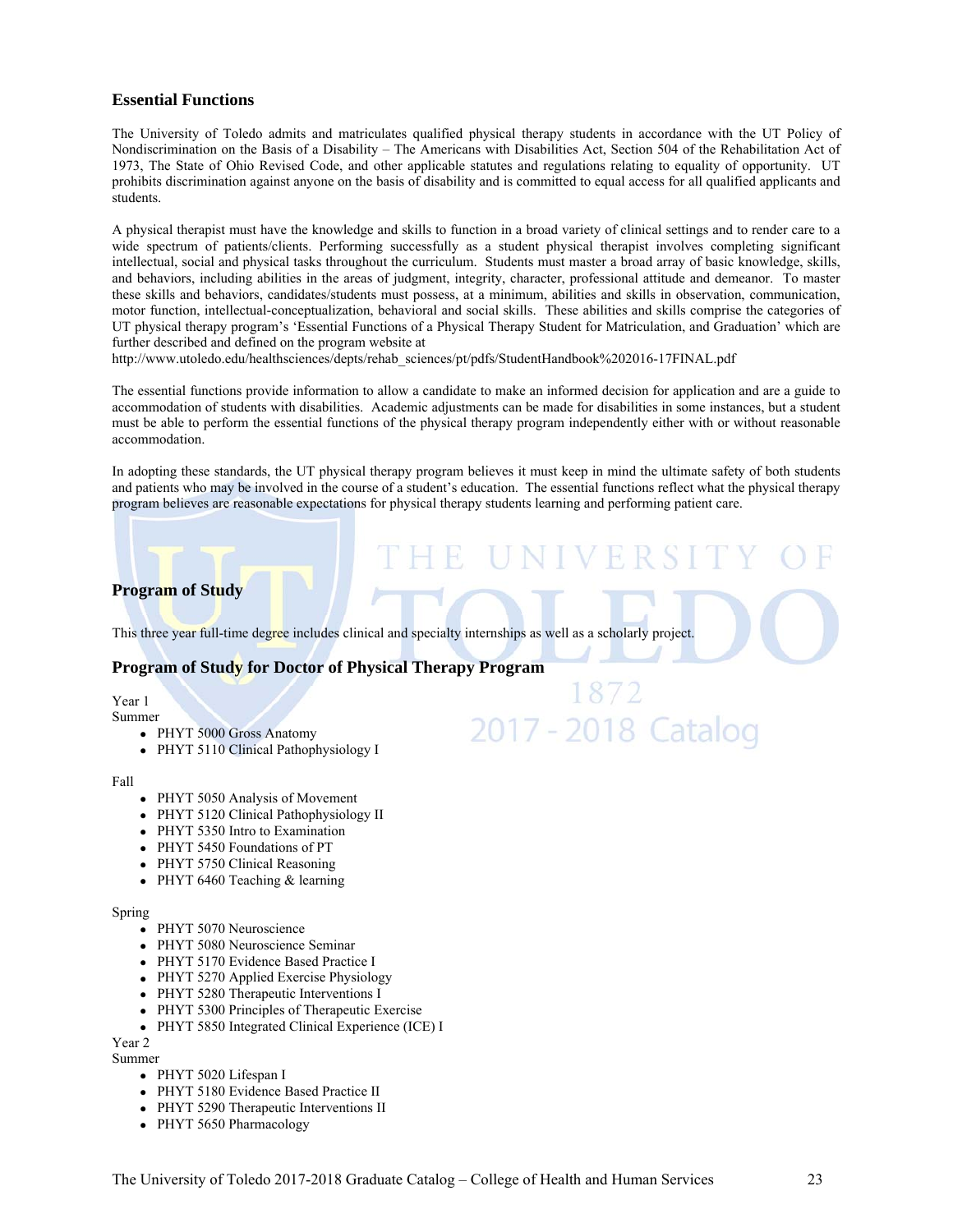## Essential Functions

The University of Toledo admits and matriculates qualified physical therapy students in accordance with the UT Policy of Nondiscrimination on the Basis of a Disability – The Americans with Disabilities Act, Section 504 of the Rehabilitation Act of 1973, The State of Ohio Revised Code, and other applicable statutes and regulations relating to equality of opportunity. UT prohibits discrimination against anyone on the basis of disability and is committed to equal access for all qualified applicants and students.

A physical therapist must have the knowledge and skills to function in a broad variety of clinical settings and to render care to a wide spectrum of patients/clients. Performing successfully as a student physical therapist involves completing significant intellectual, social and physical tasks throughout the curriculum. Students must master a broad array of basic knowledge, skills, and behaviors, including abilities in the areas of judgment, integrity, character, professional attitude and demeanor. To master these skills and behaviors, candidates/students must possess, at a minimum, abilities and skills in observation, communication, motor function, intellectual-conceptualization, behavioral and social skills. These abilities and skills comprise the categories of UT physical therapy program's 'Essential Functions of a Physical Therapy Student for Matriculation, and Graduation' which are further described and defined on the program website at
http://www.utoledo.edu/healthsciences/depts/rehab_sciences/pt/pdfs/StudentHandbook%202016-17FINAL.pdf

The essential functions provide information to allow a candidate to make an informed decision for application and are a guide to accommodation of students with disabilities. Academic adjustments can be made for disabilities in some instances, but a student must be able to perform the essential functions of the physical therapy program independently either with or without reasonable accommodation.

In adopting these standards, the UT physical therapy program believes it must keep in mind the ultimate safety of both students and patients who may be involved in the course of a student's education. The essential functions reflect what the physical therapy program believes are reasonable expectations for physical therapy students learning and performing patient care.

## Program of Study

This three year full-time degree includes clinical and specialty internships as well as a scholarly project.

## Program of Study for Doctor of Physical Therapy Program

Year 1
Summer

- PHYT 5000 Gross Anatomy
- PHYT 5110 Clinical Pathophysiology I

Fall

- PHYT 5050 Analysis of Movement
- PHYT 5120 Clinical Pathophysiology II
- PHYT 5350 Intro to Examination
- PHYT 5450 Foundations of PT
- PHYT 5750 Clinical Reasoning
- PHYT 6460 Teaching & learning

Spring

- PHYT 5070 Neuroscience
- PHYT 5080 Neuroscience Seminar
- PHYT 5170 Evidence Based Practice I
- PHYT 5270 Applied Exercise Physiology
- PHYT 5280 Therapeutic Interventions I
- PHYT 5300 Principles of Therapeutic Exercise
- PHYT 5850 Integrated Clinical Experience (ICE) I

Year 2
Summer

- PHYT 5020 Lifespan I
- PHYT 5180 Evidence Based Practice II
- PHYT 5290 Therapeutic Interventions II
- PHYT 5650 Pharmacology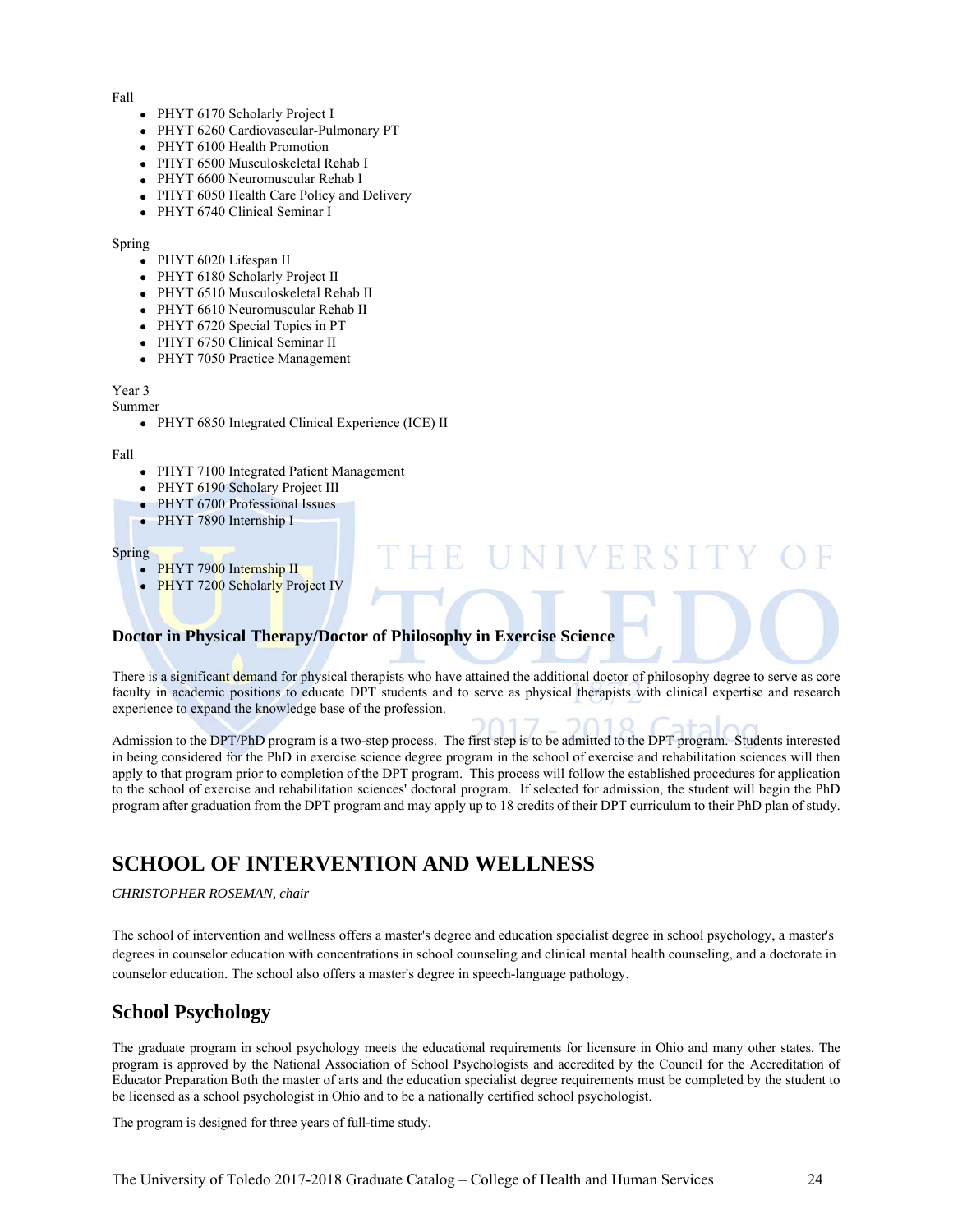Fall

- PHYT 6170 Scholarly Project I
- PHYT 6260 Cardiovascular-Pulmonary PT
- PHYT 6100 Health Promotion
- PHYT 6500 Musculoskeletal Rehab I
- PHYT 6600 Neuromuscular Rehab I
- PHYT 6050 Health Care Policy and Delivery
- PHYT 6740 Clinical Seminar I

Spring

- PHYT 6020 Lifespan II
- PHYT 6180 Scholarly Project II
- PHYT 6510 Musculoskeletal Rehab II
- PHYT 6610 Neuromuscular Rehab II
- PHYT 6720 Special Topics in PT
- PHYT 6750 Clinical Seminar II
- PHYT 7050 Practice Management

Year 3
Summer

- PHYT 6850 Integrated Clinical Experience (ICE) II

Fall

- PHYT 7100 Integrated Patient Management
- PHYT 6190 Scholary Project III
- PHYT 6700 Professional Issues
- PHYT 7890 Internship I

Spring

- PHYT 7900 Internship II
- PHYT 7200 Scholarly Project IV

### Doctor in Physical Therapy/Doctor of Philosophy in Exercise Science

There is a significant demand for physical therapists who have attained the additional doctor of philosophy degree to serve as core faculty in academic positions to educate DPT students and to serve as physical therapists with clinical expertise and research experience to expand the knowledge base of the profession.

Admission to the DPT/PhD program is a two-step process. The first step is to be admitted to the DPT program. Students interested in being considered for the PhD in exercise science degree program in the school of exercise and rehabilitation sciences will then apply to that program prior to completion of the DPT program. This process will follow the established procedures for application to the school of exercise and rehabilitation sciences' doctoral program. If selected for admission, the student will begin the PhD program after graduation from the DPT program and may apply up to 18 credits of their DPT curriculum to their PhD plan of study.

# SCHOOL OF INTERVENTION AND WELLNESS

*CHRISTOPHER ROSEMAN, chair*

The school of intervention and wellness offers a master's degree and education specialist degree in school psychology, a master's degrees in counselor education with concentrations in school counseling and clinical mental health counseling, and a doctorate in counselor education. The school also offers a master's degree in speech-language pathology.

## School Psychology

The graduate program in school psychology meets the educational requirements for licensure in Ohio and many other states. The program is approved by the National Association of School Psychologists and accredited by the Council for the Accreditation of Educator Preparation Both the master of arts and the education specialist degree requirements must be completed by the student to be licensed as a school psychologist in Ohio and to be a nationally certified school psychologist.

The program is designed for three years of full-time study.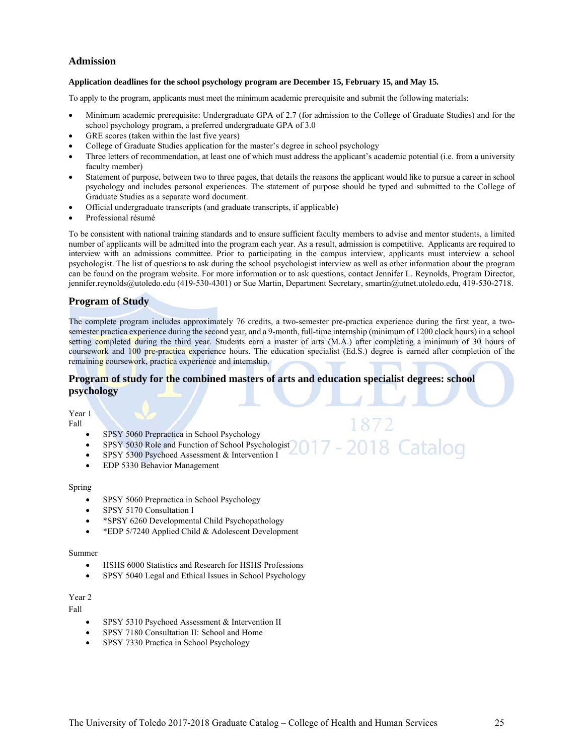## Admission

**Application deadlines for the school psychology program are December 15, February 15, and May 15.**

To apply to the program, applicants must meet the minimum academic prerequisite and submit the following materials:

- Minimum academic prerequisite: Undergraduate GPA of 2.7 (for admission to the College of Graduate Studies) and for the school psychology program, a preferred undergraduate GPA of 3.0
- GRE scores (taken within the last five years)
- College of Graduate Studies application for the master's degree in school psychology
- Three letters of recommendation, at least one of which must address the applicant's academic potential (i.e. from a university faculty member)
- Statement of purpose, between two to three pages, that details the reasons the applicant would like to pursue a career in school psychology and includes personal experiences. The statement of purpose should be typed and submitted to the College of Graduate Studies as a separate word document.
- Official undergraduate transcripts (and graduate transcripts, if applicable)
- Professional résumé

To be consistent with national training standards and to ensure sufficient faculty members to advise and mentor students, a limited number of applicants will be admitted into the program each year. As a result, admission is competitive. Applicants are required to interview with an admissions committee. Prior to participating in the campus interview, applicants must interview a school psychologist. The list of questions to ask during the school psychologist interview as well as other information about the program can be found on the program website. For more information or to ask questions, contact Jennifer L. Reynolds, Program Director, jennifer.reynolds@utoledo.edu (419-530-4301) or Sue Martin, Department Secretary, smartin@utnet.utoledo.edu, 419-530-2718.

## Program of Study

The complete program includes approximately 76 credits, a two-semester pre-practica experience during the first year, a two-semester practica experience during the second year, and a 9-month, full-time internship (minimum of 1200 clock hours) in a school setting completed during the third year. Students earn a master of arts (M.A.) after completing a minimum of 30 hours of coursework and 100 pre-practica experience hours. The education specialist (Ed.S.) degree is earned after completion of the remaining coursework, practica experience and internship.

## Program of study for the combined masters of arts and education specialist degrees: school psychology

Year 1
Fall

- SPSY 5060 Prepractica in School Psychology
- SPSY 5030 Role and Function of School Psychologist
- SPSY 5300 Psychoed Assessment & Intervention I
- EDP 5330 Behavior Management

Spring

- SPSY 5060 Prepractica in School Psychology
- SPSY 5170 Consultation I
- *SPSY 6260 Developmental Child Psychopathology
- *EDP 5/7240 Applied Child & Adolescent Development

Summer

- HSHS 6000 Statistics and Research for HSHS Professions
- SPSY 5040 Legal and Ethical Issues in School Psychology

Year 2
Fall

- SPSY 5310 Psychoed Assessment & Intervention II
- SPSY 7180 Consultation II: School and Home
- SPSY 7330 Practica in School Psychology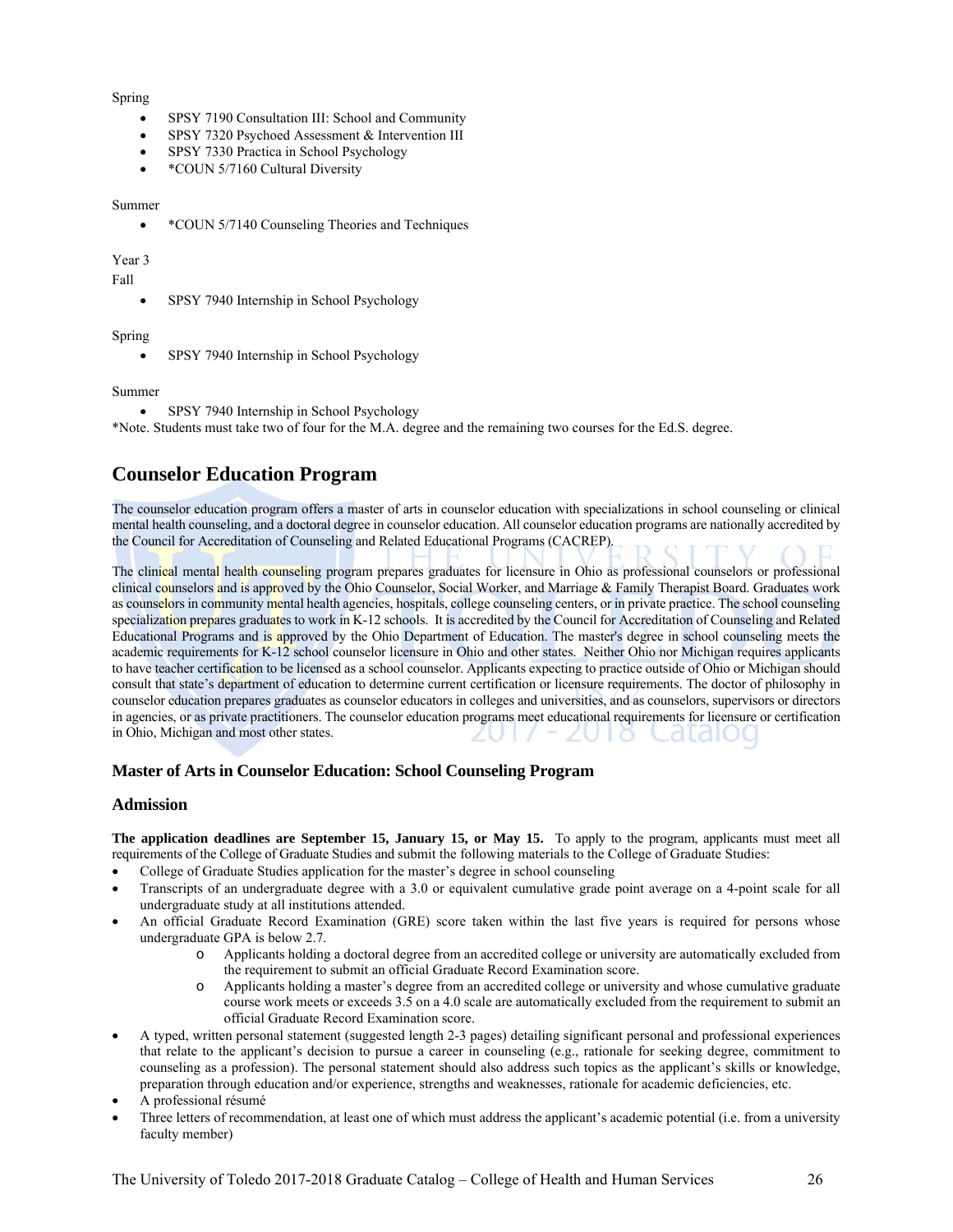Spring

- SPSY 7190 Consultation III: School and Community
- SPSY 7320 Psychoed Assessment & Intervention III
- SPSY 7330 Practica in School Psychology
- *COUN 5/7160 Cultural Diversity

Summer

- *COUN 5/7140 Counseling Theories and Techniques

Year 3

Fall

- SPSY 7940 Internship in School Psychology

Spring

- SPSY 7940 Internship in School Psychology

Summer

- SPSY 7940 Internship in School Psychology

*Note. Students must take two of four for the M.A. degree and the remaining two courses for the Ed.S. degree.

## Counselor Education Program

The counselor education program offers a master of arts in counselor education with specializations in school counseling or clinical mental health counseling, and a doctoral degree in counselor education. All counselor education programs are nationally accredited by the Council for Accreditation of Counseling and Related Educational Programs (CACREP).

The clinical mental health counseling program prepares graduates for licensure in Ohio as professional counselors or professional clinical counselors and is approved by the Ohio Counselor, Social Worker, and Marriage & Family Therapist Board. Graduates work as counselors in community mental health agencies, hospitals, college counseling centers, or in private practice. The school counseling specialization prepares graduates to work in K-12 schools. It is accredited by the Council for Accreditation of Counseling and Related Educational Programs and is approved by the Ohio Department of Education. The master's degree in school counseling meets the academic requirements for K-12 school counselor licensure in Ohio and other states. Neither Ohio nor Michigan requires applicants to have teacher certification to be licensed as a school counselor. Applicants expecting to practice outside of Ohio or Michigan should consult that state's department of education to determine current certification or licensure requirements. The doctor of philosophy in counselor education prepares graduates as counselor educators in colleges and universities, and as counselors, supervisors or directors in agencies, or as private practitioners. The counselor education programs meet educational requirements for licensure or certification in Ohio, Michigan and most other states.

### Master of Arts in Counselor Education: School Counseling Program

### Admission

**The application deadlines are September 15, January 15, or May 15.** To apply to the program, applicants must meet all requirements of the College of Graduate Studies and submit the following materials to the College of Graduate Studies:

- College of Graduate Studies application for the master's degree in school counseling
- Transcripts of an undergraduate degree with a 3.0 or equivalent cumulative grade point average on a 4-point scale for all undergraduate study at all institutions attended.
- An official Graduate Record Examination (GRE) score taken within the last five years is required for persons whose undergraduate GPA is below 2.7.
    - Applicants holding a doctoral degree from an accredited college or university are automatically excluded from the requirement to submit an official Graduate Record Examination score.
    - Applicants holding a master's degree from an accredited college or university and whose cumulative graduate course work meets or exceeds 3.5 on a 4.0 scale are automatically excluded from the requirement to submit an official Graduate Record Examination score.
- A typed, written personal statement (suggested length 2-3 pages) detailing significant personal and professional experiences that relate to the applicant's decision to pursue a career in counseling (e.g., rationale for seeking degree, commitment to counseling as a profession). The personal statement should also address such topics as the applicant's skills or knowledge, preparation through education and/or experience, strengths and weaknesses, rationale for academic deficiencies, etc.
- A professional résumé
- Three letters of recommendation, at least one of which must address the applicant's academic potential (i.e. from a university faculty member)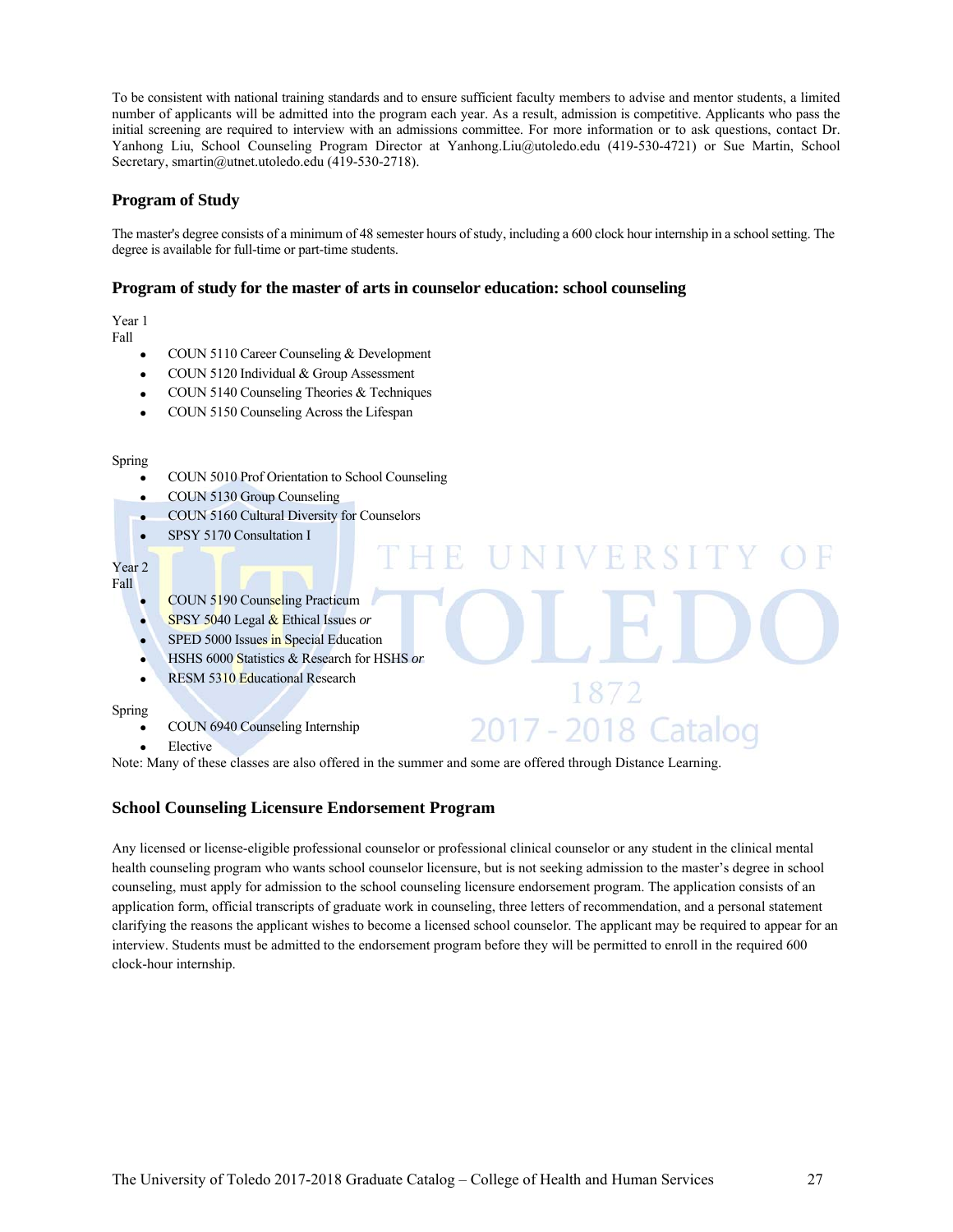To be consistent with national training standards and to ensure sufficient faculty members to advise and mentor students, a limited number of applicants will be admitted into the program each year. As a result, admission is competitive. Applicants who pass the initial screening are required to interview with an admissions committee. For more information or to ask questions, contact Dr. Yanhong Liu, School Counseling Program Director at Yanhong.Liu@utoledo.edu (419-530-4721) or Sue Martin, School Secretary, smartin@utnet.utoledo.edu (419-530-2718).

### Program of Study

The master's degree consists of a minimum of 48 semester hours of study, including a 600 clock hour internship in a school setting. The degree is available for full-time or part-time students.

### Program of study for the master of arts in counselor education: school counseling

Year 1
Fall

- COUN 5110 Career Counseling & Development
- COUN 5120 Individual & Group Assessment
- COUN 5140 Counseling Theories & Techniques
- COUN 5150 Counseling Across the Lifespan

Spring

- COUN 5010 Prof Orientation to School Counseling
- COUN 5130 Group Counseling
- COUN 5160 Cultural Diversity for Counselors
- SPSY 5170 Consultation I

Year 2
Fall

- COUN 5190 Counseling Practicum
- SPSY 5040 Legal & Ethical Issues *or*
- SPED 5000 Issues in Special Education
- HSHS 6000 Statistics & Research for HSHS *or*
- RESM 5310 Educational Research

Spring

- COUN 6940 Counseling Internship
- Elective

Note: Many of these classes are also offered in the summer and some are offered through Distance Learning.

### School Counseling Licensure Endorsement Program

Any licensed or license-eligible professional counselor or professional clinical counselor or any student in the clinical mental health counseling program who wants school counselor licensure, but is not seeking admission to the master's degree in school counseling, must apply for admission to the school counseling licensure endorsement program. The application consists of an application form, official transcripts of graduate work in counseling, three letters of recommendation, and a personal statement clarifying the reasons the applicant wishes to become a licensed school counselor. The applicant may be required to appear for an interview. Students must be admitted to the endorsement program before they will be permitted to enroll in the required 600 clock-hour internship.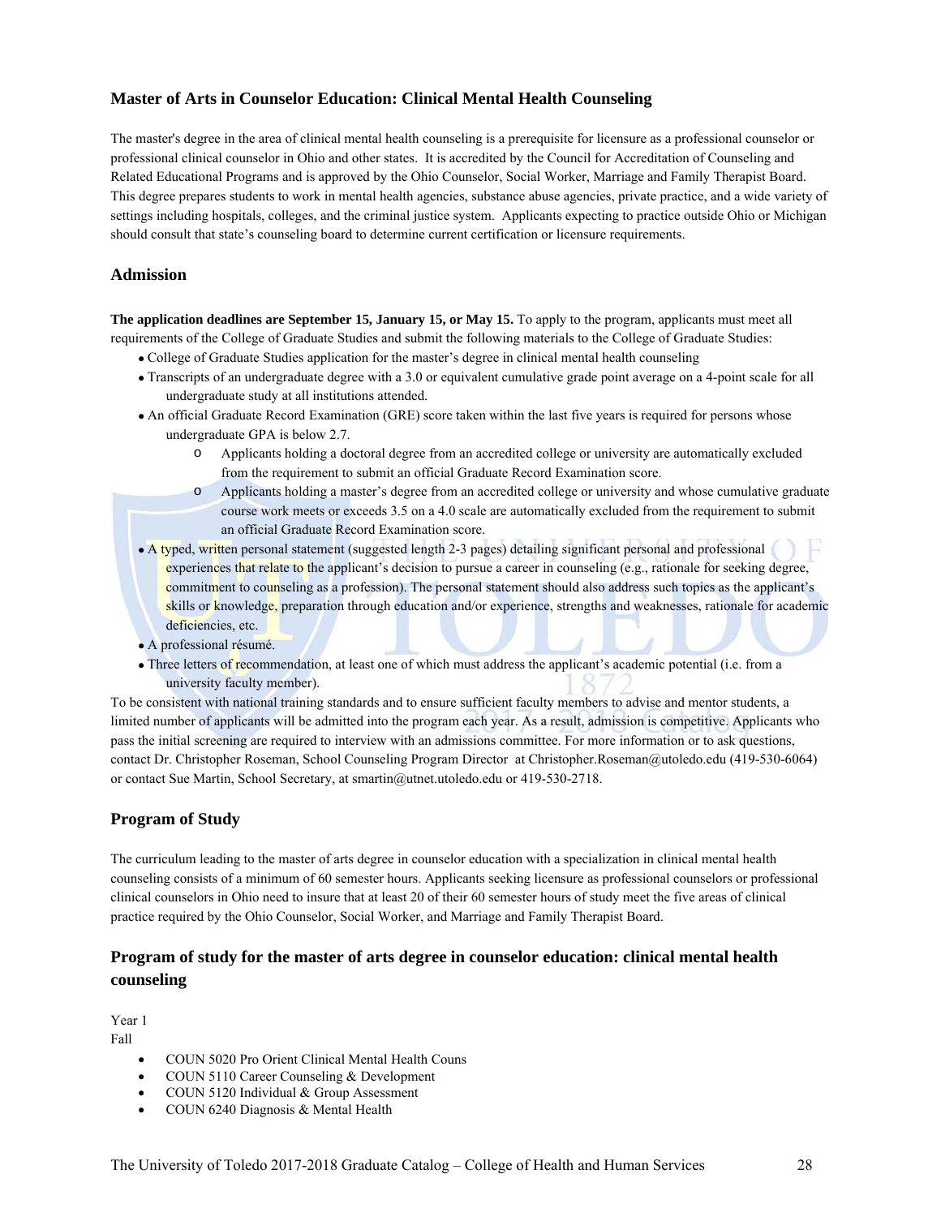## Master of Arts in Counselor Education: Clinical Mental Health Counseling

The master's degree in the area of clinical mental health counseling is a prerequisite for licensure as a professional counselor or professional clinical counselor in Ohio and other states. It is accredited by the Council for Accreditation of Counseling and Related Educational Programs and is approved by the Ohio Counselor, Social Worker, Marriage and Family Therapist Board. This degree prepares students to work in mental health agencies, substance abuse agencies, private practice, and a wide variety of settings including hospitals, colleges, and the criminal justice system. Applicants expecting to practice outside Ohio or Michigan should consult that state's counseling board to determine current certification or licensure requirements.

### Admission

**The application deadlines are September 15, January 15, or May 15.** To apply to the program, applicants must meet all requirements of the College of Graduate Studies and submit the following materials to the College of Graduate Studies:

- College of Graduate Studies application for the master's degree in clinical mental health counseling
- Transcripts of an undergraduate degree with a 3.0 or equivalent cumulative grade point average on a 4-point scale for all undergraduate study at all institutions attended.
- An official Graduate Record Examination (GRE) score taken within the last five years is required for persons whose undergraduate GPA is below 2.7.
  - Applicants holding a doctoral degree from an accredited college or university are automatically excluded from the requirement to submit an official Graduate Record Examination score.
  - Applicants holding a master's degree from an accredited college or university and whose cumulative graduate course work meets or exceeds 3.5 on a 4.0 scale are automatically excluded from the requirement to submit an official Graduate Record Examination score.
- A typed, written personal statement (suggested length 2-3 pages) detailing significant personal and professional experiences that relate to the applicant's decision to pursue a career in counseling (e.g., rationale for seeking degree, commitment to counseling as a profession). The personal statement should also address such topics as the applicant's skills or knowledge, preparation through education and/or experience, strengths and weaknesses, rationale for academic deficiencies, etc.
- A professional résumé.
- Three letters of recommendation, at least one of which must address the applicant's academic potential (i.e. from a university faculty member).

To be consistent with national training standards and to ensure sufficient faculty members to advise and mentor students, a limited number of applicants will be admitted into the program each year. As a result, admission is competitive. Applicants who pass the initial screening are required to interview with an admissions committee. For more information or to ask questions, contact Dr. Christopher Roseman, School Counseling Program Director at Christopher.Roseman@utoledo.edu (419-530-6064) or contact Sue Martin, School Secretary, at smartin@utnet.utoledo.edu or 419-530-2718.

### Program of Study

The curriculum leading to the master of arts degree in counselor education with a specialization in clinical mental health counseling consists of a minimum of 60 semester hours. Applicants seeking licensure as professional counselors or professional clinical counselors in Ohio need to insure that at least 20 of their 60 semester hours of study meet the five areas of clinical practice required by the Ohio Counselor, Social Worker, and Marriage and Family Therapist Board.

### Program of study for the master of arts degree in counselor education: clinical mental health counseling

Year 1
Fall

- COUN 5020 Pro Orient Clinical Mental Health Couns
- COUN 5110 Career Counseling & Development
- COUN 5120 Individual & Group Assessment
- COUN 6240 Diagnosis & Mental Health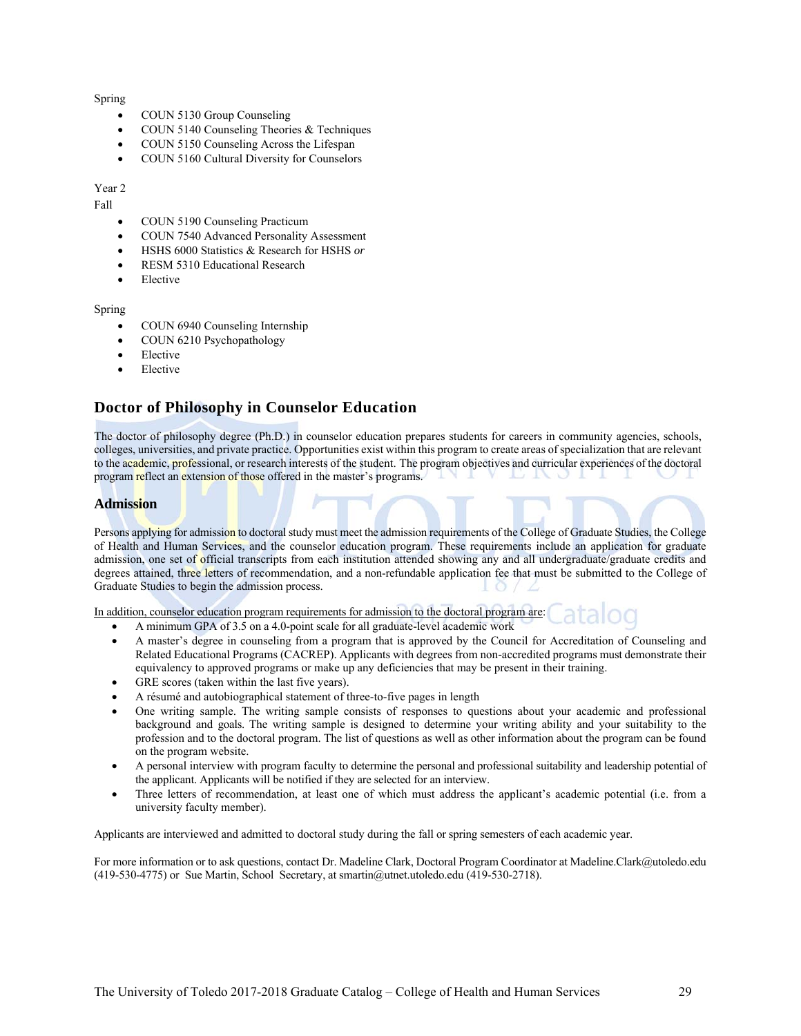Spring

- COUN 5130 Group Counseling
- COUN 5140 Counseling Theories & Techniques
- COUN 5150 Counseling Across the Lifespan
- COUN 5160 Cultural Diversity for Counselors

Year 2

Fall

- COUN 5190 Counseling Practicum
- COUN 7540 Advanced Personality Assessment
- HSHS 6000 Statistics & Research for HSHS *or*
- RESM 5310 Educational Research
- Elective

Spring

- COUN 6940 Counseling Internship
- COUN 6210 Psychopathology
- Elective
- Elective

## Doctor of Philosophy in Counselor Education

The doctor of philosophy degree (Ph.D.) in counselor education prepares students for careers in community agencies, schools, colleges, universities, and private practice. Opportunities exist within this program to create areas of specialization that are relevant to the academic, professional, or research interests of the student. The program objectives and curricular experiences of the doctoral program reflect an extension of those offered in the master's programs.

### Admission

Persons applying for admission to doctoral study must meet the admission requirements of the College of Graduate Studies, the College of Health and Human Services, and the counselor education program. These requirements include an application for graduate admission, one set of official transcripts from each institution attended showing any and all undergraduate/graduate credits and degrees attained, three letters of recommendation, and a non-refundable application fee that must be submitted to the College of Graduate Studies to begin the admission process.

<u>In addition, counselor education program requirements for admission to the doctoral program are</u>:

- A minimum GPA of 3.5 on a 4.0-point scale for all graduate-level academic work
- A master's degree in counseling from a program that is approved by the Council for Accreditation of Counseling and Related Educational Programs (CACREP). Applicants with degrees from non-accredited programs must demonstrate their equivalency to approved programs or make up any deficiencies that may be present in their training.
- GRE scores (taken within the last five years).
- A résumé and autobiographical statement of three-to-five pages in length
- One writing sample. The writing sample consists of responses to questions about your academic and professional background and goals. The writing sample is designed to determine your writing ability and your suitability to the profession and to the doctoral program. The list of questions as well as other information about the program can be found on the program website.
- A personal interview with program faculty to determine the personal and professional suitability and leadership potential of the applicant. Applicants will be notified if they are selected for an interview.
- Three letters of recommendation, at least one of which must address the applicant's academic potential (i.e. from a university faculty member).

Applicants are interviewed and admitted to doctoral study during the fall or spring semesters of each academic year.

For more information or to ask questions, contact Dr. Madeline Clark, Doctoral Program Coordinator at Madeline.Clark@utoledo.edu (419-530-4775) or Sue Martin, School Secretary, at smartin@utnet.utoledo.edu (419-530-2718).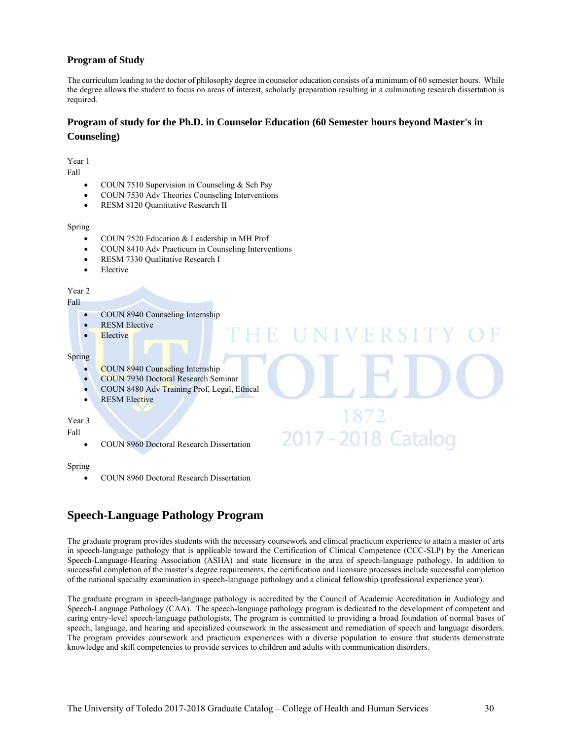### Program of Study

The curriculum leading to the doctor of philosophy degree in counselor education consists of a minimum of 60 semester hours. While the degree allows the student to focus on areas of interest, scholarly preparation resulting in a culminating research dissertation is required.

### Program of study for the Ph.D. in Counselor Education (60 Semester hours beyond Master's in Counseling)

Year 1
Fall

- COUN 7510 Supervision in Counseling & Sch Psy
- COUN 7530 Adv Theories Counseling Interventions
- RESM 8120 Quantitative Research II

Spring

- COUN 7520 Education & Leadership in MH Prof
- COUN 8410 Adv Practicum in Counseling Interventions
- RESM 7330 Qualitative Research I
- Elective

Year 2
Fall

- COUN 8940 Counseling Internship
- RESM Elective
- Elective

Spring

- COUN 8940 Counseling Internship
- COUN 7930 Doctoral Research Seminar
- COUN 8480 Adv Training Prof, Legal, Ethical
- RESM Elective

Year 3
Fall

- COUN 8960 Doctoral Research Dissertation

Spring

- COUN 8960 Doctoral Research Dissertation

## Speech-Language Pathology Program

The graduate program provides students with the necessary coursework and clinical practicum experience to attain a master of arts in speech-language pathology that is applicable toward the Certification of Clinical Competence (CCC-SLP) by the American Speech-Language-Hearing Association (ASHA) and state licensure in the area of speech-language pathology. In addition to successful completion of the master's degree requirements, the certification and licensure processes include successful completion of the national specialty examination in speech-language pathology and a clinical fellowship (professional experience year).

The graduate program in speech-language pathology is accredited by the Council of Academic Accreditation in Audiology and Speech-Language Pathology (CAA). The speech-language pathology program is dedicated to the development of competent and caring entry-level speech-language pathologists. The program is committed to providing a broad foundation of normal bases of speech, language, and hearing and specialized coursework in the assessment and remediation of speech and language disorders. The program provides coursework and practicum experiences with a diverse population to ensure that students demonstrate knowledge and skill competencies to provide services to children and adults with communication disorders.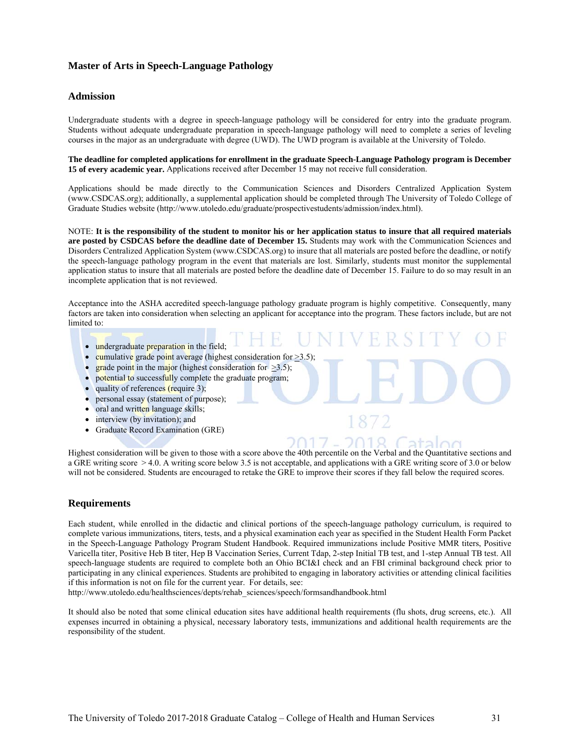## Master of Arts in Speech-Language Pathology

### Admission

Undergraduate students with a degree in speech-language pathology will be considered for entry into the graduate program. Students without adequate undergraduate preparation in speech-language pathology will need to complete a series of leveling courses in the major as an undergraduate with degree (UWD). The UWD program is available at the University of Toledo.

**The deadline for completed applications for enrollment in the graduate Speech-Language Pathology program is December 15 of every academic year.** Applications received after December 15 may not receive full consideration.

Applications should be made directly to the Communication Sciences and Disorders Centralized Application System (www.CSDCAS.org); additionally, a supplemental application should be completed through The University of Toledo College of Graduate Studies website (http://www.utoledo.edu/graduate/prospectivestudents/admission/index.html).

NOTE: **It is the responsibility of the student to monitor his or her application status to insure that all required materials are posted by CSDCAS before the deadline date of December 15.** Students may work with the Communication Sciences and Disorders Centralized Application System (www.CSDCAS.org) to insure that all materials are posted before the deadline, or notify the speech-language pathology program in the event that materials are lost. Similarly, students must monitor the supplemental application status to insure that all materials are posted before the deadline date of December 15. Failure to do so may result in an incomplete application that is not reviewed.

Acceptance into the ASHA accredited speech-language pathology graduate program is highly competitive. Consequently, many factors are taken into consideration when selecting an applicant for acceptance into the program. These factors include, but are not limited to:

- undergraduate preparation in the field;
- cumulative grade point average (highest consideration for ≥3.5);
- grade point in the major (highest consideration for ≥3.5);
- potential to successfully complete the graduate program;
- quality of references (require 3);
- personal essay (statement of purpose);
- oral and written language skills;
- interview (by invitation); and
- Graduate Record Examination (GRE)

Highest consideration will be given to those with a score above the 40th percentile on the Verbal and the Quantitative sections and a GRE writing score > 4.0. A writing score below 3.5 is not acceptable, and applications with a GRE writing score of 3.0 or below will not be considered. Students are encouraged to retake the GRE to improve their scores if they fall below the required scores.

### Requirements

Each student, while enrolled in the didactic and clinical portions of the speech-language pathology curriculum, is required to complete various immunizations, titers, tests, and a physical examination each year as specified in the Student Health Form Packet in the Speech-Language Pathology Program Student Handbook. Required immunizations include Positive MMR titers, Positive Varicella titer, Positive Heb B titer, Hep B Vaccination Series, Current Tdap, 2-step Initial TB test, and 1-step Annual TB test. All speech-language students are required to complete both an Ohio BCI&I check and an FBI criminal background check prior to participating in any clinical experiences. Students are prohibited to engaging in laboratory activities or attending clinical facilities if this information is not on file for the current year. For details, see:
http://www.utoledo.edu/healthsciences/depts/rehab_sciences/speech/formsandhandbook.html

It should also be noted that some clinical education sites have additional health requirements (flu shots, drug screens, etc.). All expenses incurred in obtaining a physical, necessary laboratory tests, immunizations and additional health requirements are the responsibility of the student.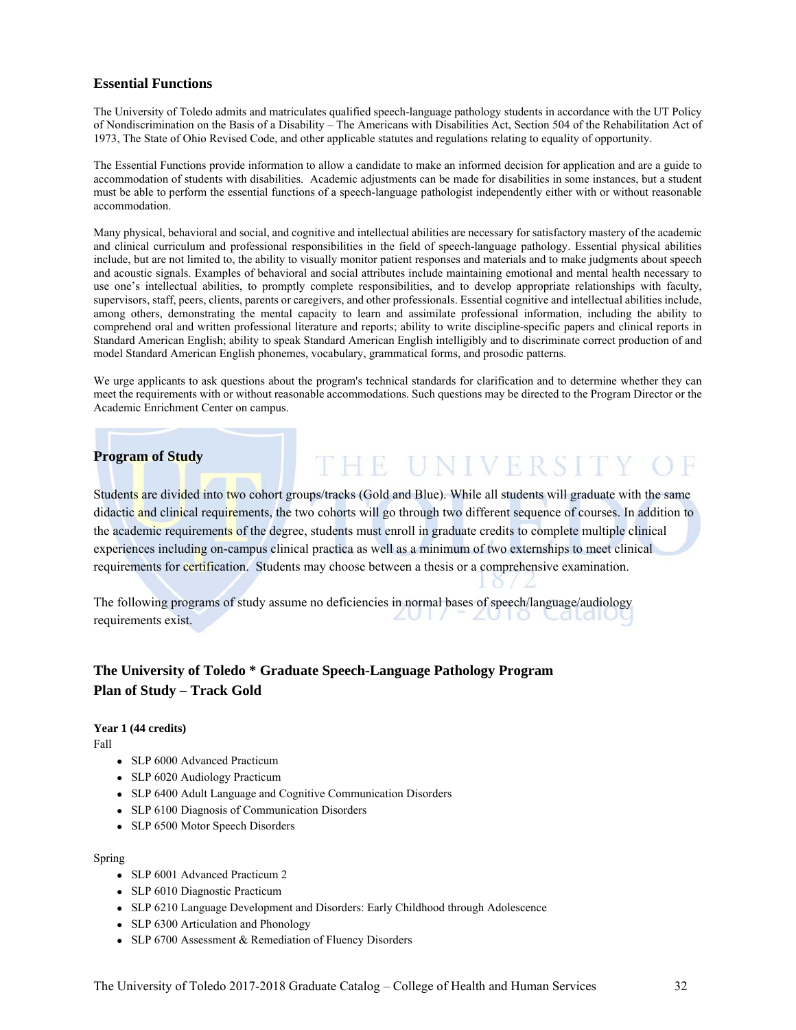## Essential Functions

The University of Toledo admits and matriculates qualified speech-language pathology students in accordance with the UT Policy of Nondiscrimination on the Basis of a Disability – The Americans with Disabilities Act, Section 504 of the Rehabilitation Act of 1973, The State of Ohio Revised Code, and other applicable statutes and regulations relating to equality of opportunity.

The Essential Functions provide information to allow a candidate to make an informed decision for application and are a guide to accommodation of students with disabilities. Academic adjustments can be made for disabilities in some instances, but a student must be able to perform the essential functions of a speech-language pathologist independently either with or without reasonable accommodation.

Many physical, behavioral and social, and cognitive and intellectual abilities are necessary for satisfactory mastery of the academic and clinical curriculum and professional responsibilities in the field of speech-language pathology. Essential physical abilities include, but are not limited to, the ability to visually monitor patient responses and materials and to make judgments about speech and acoustic signals. Examples of behavioral and social attributes include maintaining emotional and mental health necessary to use one's intellectual abilities, to promptly complete responsibilities, and to develop appropriate relationships with faculty, supervisors, staff, peers, clients, parents or caregivers, and other professionals. Essential cognitive and intellectual abilities include, among others, demonstrating the mental capacity to learn and assimilate professional information, including the ability to comprehend oral and written professional literature and reports; ability to write discipline-specific papers and clinical reports in Standard American English; ability to speak Standard American English intelligibly and to discriminate correct production of and model Standard American English phonemes, vocabulary, grammatical forms, and prosodic patterns.

We urge applicants to ask questions about the program's technical standards for clarification and to determine whether they can meet the requirements with or without reasonable accommodations. Such questions may be directed to the Program Director or the Academic Enrichment Center on campus.

## Program of Study

Students are divided into two cohort groups/tracks (Gold and Blue). While all students will graduate with the same didactic and clinical requirements, the two cohorts will go through two different sequence of courses. In addition to the academic requirements of the degree, students must enroll in graduate credits to complete multiple clinical experiences including on-campus clinical practica as well as a minimum of two externships to meet clinical requirements for certification. Students may choose between a thesis or a comprehensive examination.

The following programs of study assume no deficiencies in normal bases of speech/language/audiology requirements exist.

## The University of Toledo * Graduate Speech-Language Pathology Program
## Plan of Study – Track Gold

**Year 1 (44 credits)**

Fall

- SLP 6000 Advanced Practicum
- SLP 6020 Audiology Practicum
- SLP 6400 Adult Language and Cognitive Communication Disorders
- SLP 6100 Diagnosis of Communication Disorders
- SLP 6500 Motor Speech Disorders

Spring

- SLP 6001 Advanced Practicum 2
- SLP 6010 Diagnostic Practicum
- SLP 6210 Language Development and Disorders: Early Childhood through Adolescence
- SLP 6300 Articulation and Phonology
- SLP 6700 Assessment & Remediation of Fluency Disorders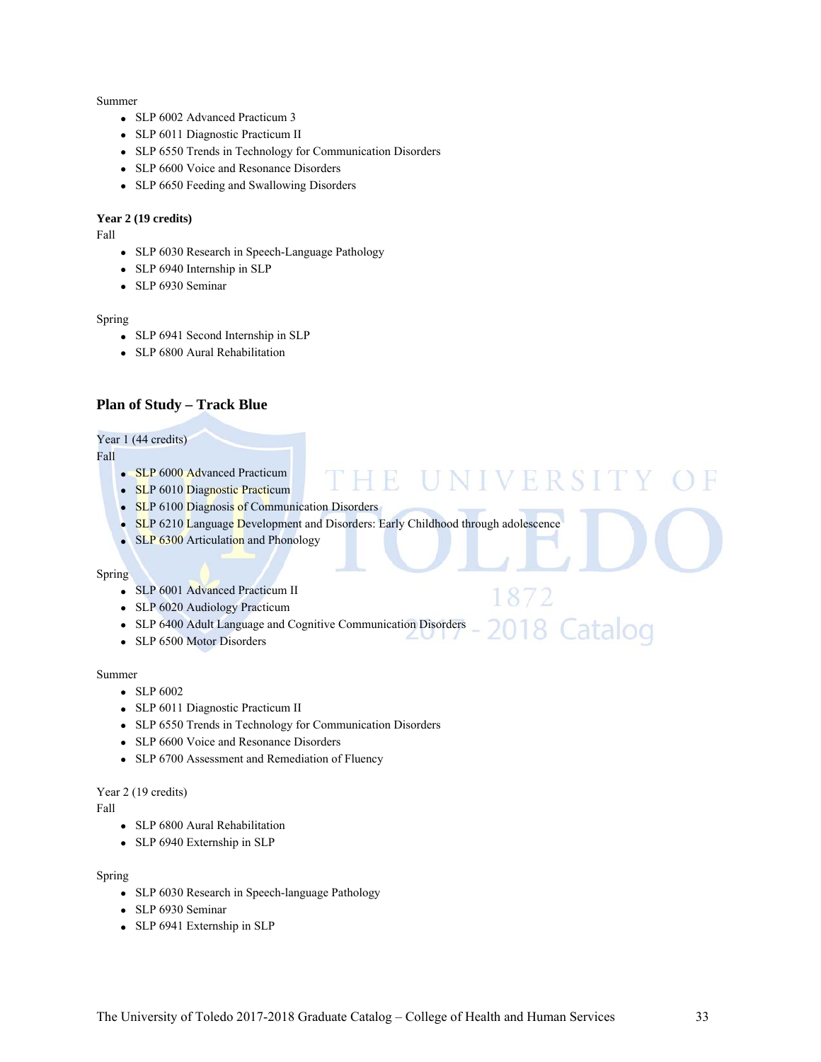Summer

- SLP 6002 Advanced Practicum 3
- SLP 6011 Diagnostic Practicum II
- SLP 6550 Trends in Technology for Communication Disorders
- SLP 6600 Voice and Resonance Disorders
- SLP 6650 Feeding and Swallowing Disorders

**Year 2 (19 credits)**

Fall

- SLP 6030 Research in Speech-Language Pathology
- SLP 6940 Internship in SLP
- SLP 6930 Seminar

Spring

- SLP 6941 Second Internship in SLP
- SLP 6800 Aural Rehabilitation

### Plan of Study – Track Blue

Year 1 (44 credits)

Fall

- SLP 6000 Advanced Practicum
- SLP 6010 Diagnostic Practicum
- SLP 6100 Diagnosis of Communication Disorders
- SLP 6210 Language Development and Disorders: Early Childhood through adolescence
- SLP 6300 Articulation and Phonology

Spring

- SLP 6001 Advanced Practicum II
- SLP 6020 Audiology Practicum
- SLP 6400 Adult Language and Cognitive Communication Disorders
- SLP 6500 Motor Disorders

Summer

- SLP 6002
- SLP 6011 Diagnostic Practicum II
- SLP 6550 Trends in Technology for Communication Disorders
- SLP 6600 Voice and Resonance Disorders
- SLP 6700 Assessment and Remediation of Fluency

Year 2 (19 credits)

Fall

- SLP 6800 Aural Rehabilitation
- SLP 6940 Externship in SLP

Spring

- SLP 6030 Research in Speech-language Pathology
- SLP 6930 Seminar
- SLP 6941 Externship in SLP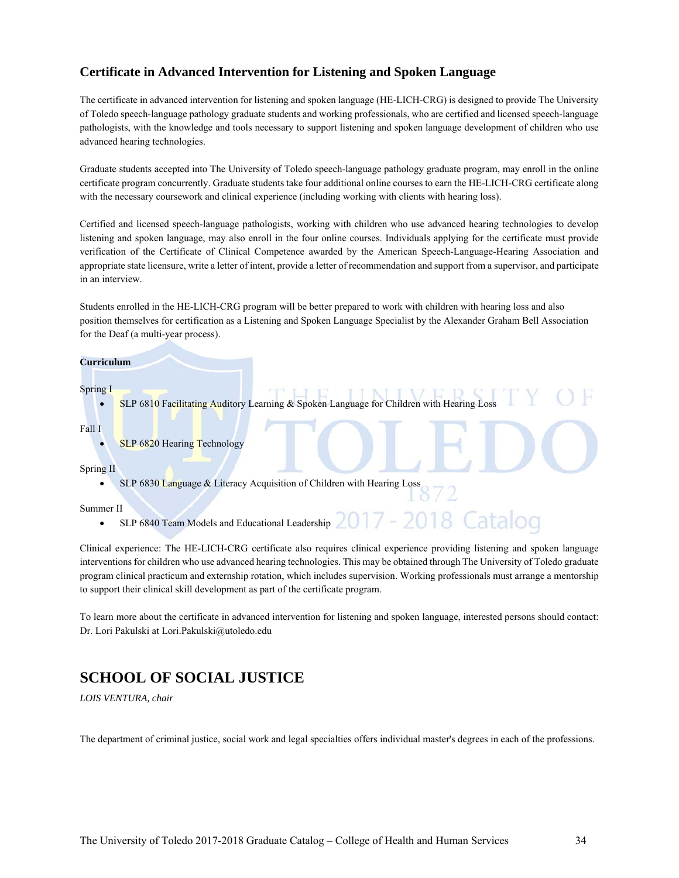## Certificate in Advanced Intervention for Listening and Spoken Language

The certificate in advanced intervention for listening and spoken language (HE-LICH-CRG) is designed to provide The University of Toledo speech-language pathology graduate students and working professionals, who are certified and licensed speech-language pathologists, with the knowledge and tools necessary to support listening and spoken language development of children who use advanced hearing technologies.

Graduate students accepted into The University of Toledo speech-language pathology graduate program, may enroll in the online certificate program concurrently. Graduate students take four additional online courses to earn the HE-LICH-CRG certificate along with the necessary coursework and clinical experience (including working with clients with hearing loss).

Certified and licensed speech-language pathologists, working with children who use advanced hearing technologies to develop listening and spoken language, may also enroll in the four online courses. Individuals applying for the certificate must provide verification of the Certificate of Clinical Competence awarded by the American Speech-Language-Hearing Association and appropriate state licensure, write a letter of intent, provide a letter of recommendation and support from a supervisor, and participate in an interview.

Students enrolled in the HE-LICH-CRG program will be better prepared to work with children with hearing loss and also position themselves for certification as a Listening and Spoken Language Specialist by the Alexander Graham Bell Association for the Deaf (a multi-year process).

**Curriculum**

Spring I

- SLP 6810 Facilitating Auditory Learning & Spoken Language for Children with Hearing Loss

Fall I

- SLP 6820 Hearing Technology

Spring II

- SLP 6830 Language & Literacy Acquisition of Children with Hearing Loss

Summer II

- SLP 6840 Team Models and Educational Leadership

Clinical experience: The HE-LICH-CRG certificate also requires clinical experience providing listening and spoken language interventions for children who use advanced hearing technologies. This may be obtained through The University of Toledo graduate program clinical practicum and externship rotation, which includes supervision. Working professionals must arrange a mentorship to support their clinical skill development as part of the certificate program.

To learn more about the certificate in advanced intervention for listening and spoken language, interested persons should contact: Dr. Lori Pakulski at Lori.Pakulski@utoledo.edu

# SCHOOL OF SOCIAL JUSTICE

*LOIS VENTURA, chair*

The department of criminal justice, social work and legal specialties offers individual master's degrees in each of the professions.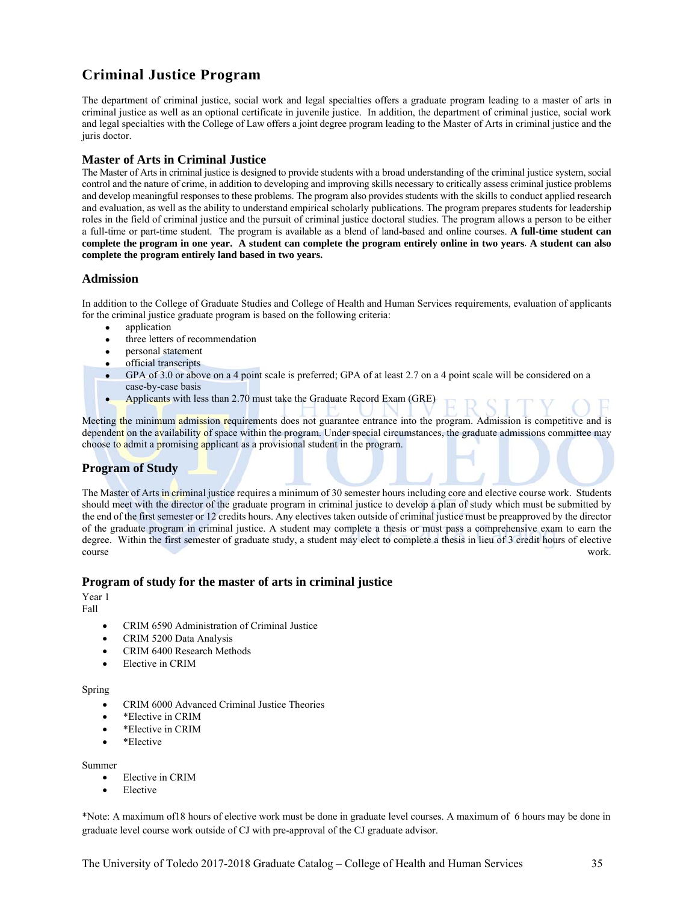# Criminal Justice Program

The department of criminal justice, social work and legal specialties offers a graduate program leading to a master of arts in criminal justice as well as an optional certificate in juvenile justice. In addition, the department of criminal justice, social work and legal specialties with the College of Law offers a joint degree program leading to the Master of Arts in criminal justice and the juris doctor.

## Master of Arts in Criminal Justice

The Master of Arts in criminal justice is designed to provide students with a broad understanding of the criminal justice system, social control and the nature of crime, in addition to developing and improving skills necessary to critically assess criminal justice problems and develop meaningful responses to these problems. The program also provides students with the skills to conduct applied research and evaluation, as well as the ability to understand empirical scholarly publications. The program prepares students for leadership roles in the field of criminal justice and the pursuit of criminal justice doctoral studies. The program allows a person to be either a full-time or part-time student. The program is available as a blend of land-based and online courses. **A full-time student can complete the program in one year. A student can complete the program entirely online in two years. A student can also complete the program entirely land based in two years.**

## Admission

In addition to the College of Graduate Studies and College of Health and Human Services requirements, evaluation of applicants for the criminal justice graduate program is based on the following criteria:

- application
- three letters of recommendation
- personal statement
- official transcripts
- GPA of 3.0 or above on a 4 point scale is preferred; GPA of at least 2.7 on a 4 point scale will be considered on a case-by-case basis
- Applicants with less than 2.70 must take the Graduate Record Exam (GRE)

Meeting the minimum admission requirements does not guarantee entrance into the program. Admission is competitive and is dependent on the availability of space within the program. Under special circumstances, the graduate admissions committee may choose to admit a promising applicant as a provisional student in the program.

## Program of Study

The Master of Arts in criminal justice requires a minimum of 30 semester hours including core and elective course work. Students should meet with the director of the graduate program in criminal justice to develop a plan of study which must be submitted by the end of the first semester or 12 credits hours. Any electives taken outside of criminal justice must be preapproved by the director of the graduate program in criminal justice. A student may complete a thesis or must pass a comprehensive exam to earn the degree. Within the first semester of graduate study, a student may elect to complete a thesis in lieu of 3 credit hours of elective course work.

## Program of study for the master of arts in criminal justice

Year 1
Fall

- CRIM 6590 Administration of Criminal Justice
- CRIM 5200 Data Analysis
- CRIM 6400 Research Methods
- Elective in CRIM

Spring

- CRIM 6000 Advanced Criminal Justice Theories
- *Elective in CRIM
- *Elective in CRIM
- *Elective

Summer

- Elective in CRIM
- Elective

*Note: A maximum of18 hours of elective work must be done in graduate level courses. A maximum of 6 hours may be done in graduate level course work outside of CJ with pre-approval of the CJ graduate advisor.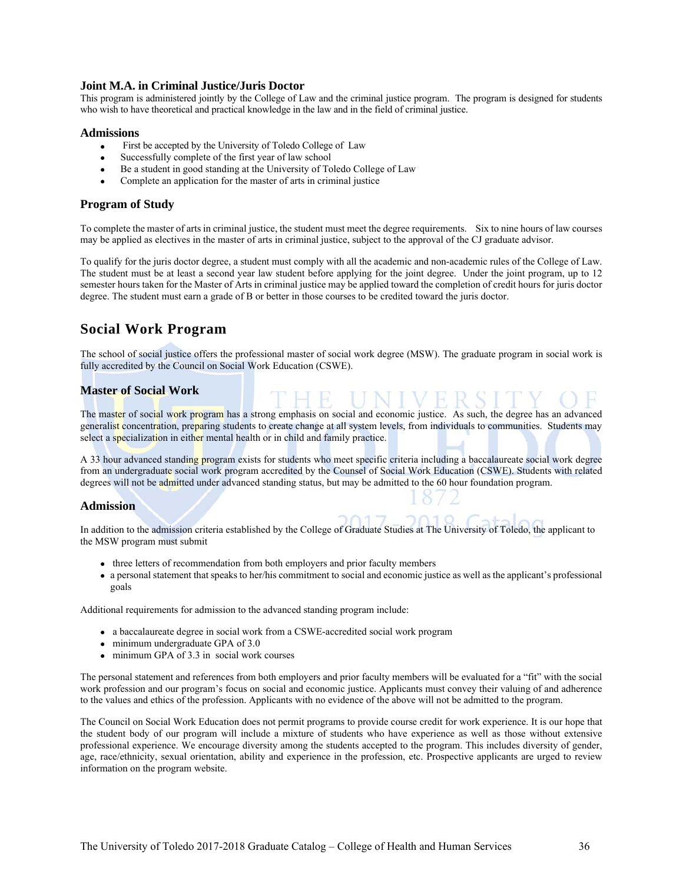### Joint M.A. in Criminal Justice/Juris Doctor

This program is administered jointly by the College of Law and the criminal justice program. The program is designed for students who wish to have theoretical and practical knowledge in the law and in the field of criminal justice.

### Admissions

- First be accepted by the University of Toledo College of Law
- Successfully complete of the first year of law school
- Be a student in good standing at the University of Toledo College of Law
- Complete an application for the master of arts in criminal justice

### Program of Study

To complete the master of arts in criminal justice, the student must meet the degree requirements. Six to nine hours of law courses may be applied as electives in the master of arts in criminal justice, subject to the approval of the CJ graduate advisor.

To qualify for the juris doctor degree, a student must comply with all the academic and non-academic rules of the College of Law. The student must be at least a second year law student before applying for the joint degree. Under the joint program, up to 12 semester hours taken for the Master of Arts in criminal justice may be applied toward the completion of credit hours for juris doctor degree. The student must earn a grade of B or better in those courses to be credited toward the juris doctor.

## Social Work Program

The school of social justice offers the professional master of social work degree (MSW). The graduate program in social work is fully accredited by the Council on Social Work Education (CSWE).

### Master of Social Work

The master of social work program has a strong emphasis on social and economic justice. As such, the degree has an advanced generalist concentration, preparing students to create change at all system levels, from individuals to communities. Students may select a specialization in either mental health or in child and family practice.

A 33 hour advanced standing program exists for students who meet specific criteria including a baccalaureate social work degree from an undergraduate social work program accredited by the Counsel of Social Work Education (CSWE). Students with related degrees will not be admitted under advanced standing status, but may be admitted to the 60 hour foundation program.

### Admission

In addition to the admission criteria established by the College of Graduate Studies at The University of Toledo, the applicant to the MSW program must submit

- three letters of recommendation from both employers and prior faculty members
- a personal statement that speaks to her/his commitment to social and economic justice as well as the applicant's professional goals

Additional requirements for admission to the advanced standing program include:

- a baccalaureate degree in social work from a CSWE-accredited social work program
- minimum undergraduate GPA of 3.0
- minimum GPA of 3.3 in social work courses

The personal statement and references from both employers and prior faculty members will be evaluated for a "fit" with the social work profession and our program's focus on social and economic justice. Applicants must convey their valuing of and adherence to the values and ethics of the profession. Applicants with no evidence of the above will not be admitted to the program.

The Council on Social Work Education does not permit programs to provide course credit for work experience. It is our hope that the student body of our program will include a mixture of students who have experience as well as those without extensive professional experience. We encourage diversity among the students accepted to the program. This includes diversity of gender, age, race/ethnicity, sexual orientation, ability and experience in the profession, etc. Prospective applicants are urged to review information on the program website.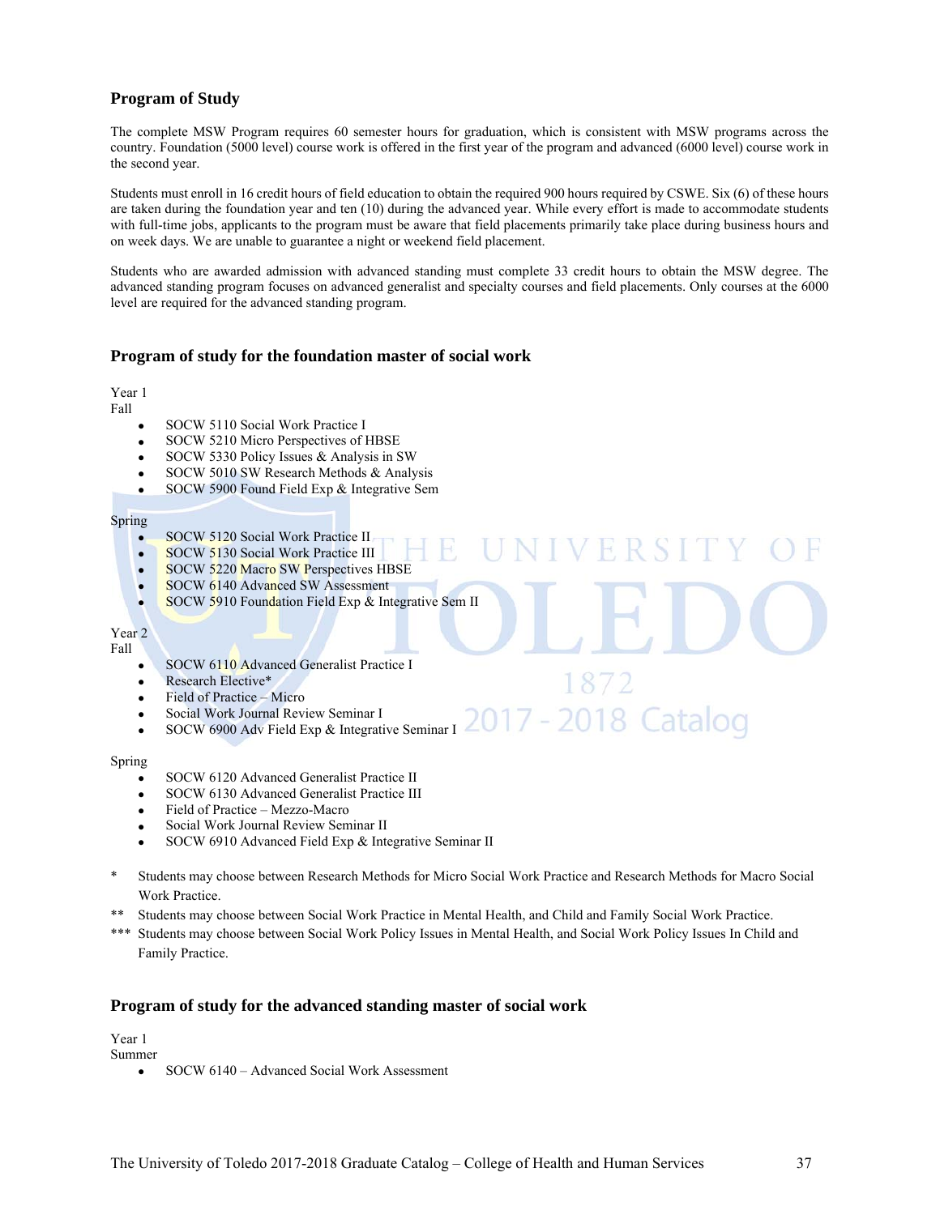### Program of Study

The complete MSW Program requires 60 semester hours for graduation, which is consistent with MSW programs across the country. Foundation (5000 level) course work is offered in the first year of the program and advanced (6000 level) course work in the second year.

Students must enroll in 16 credit hours of field education to obtain the required 900 hours required by CSWE. Six (6) of these hours are taken during the foundation year and ten (10) during the advanced year. While every effort is made to accommodate students with full-time jobs, applicants to the program must be aware that field placements primarily take place during business hours and on week days. We are unable to guarantee a night or weekend field placement.

Students who are awarded admission with advanced standing must complete 33 credit hours to obtain the MSW degree. The advanced standing program focuses on advanced generalist and specialty courses and field placements. Only courses at the 6000 level are required for the advanced standing program.

### Program of study for the foundation master of social work

Year 1
Fall

- SOCW 5110 Social Work Practice I
- SOCW 5210 Micro Perspectives of HBSE
- SOCW 5330 Policy Issues & Analysis in SW
- SOCW 5010 SW Research Methods & Analysis
- SOCW 5900 Found Field Exp & Integrative Sem

Spring

- SOCW 5120 Social Work Practice II
- SOCW 5130 Social Work Practice III
- SOCW 5220 Macro SW Perspectives HBSE
- SOCW 6140 Advanced SW Assessment
- SOCW 5910 Foundation Field Exp & Integrative Sem II

Year 2
Fall

- SOCW 6110 Advanced Generalist Practice I
- Research Elective*
- Field of Practice – Micro
- Social Work Journal Review Seminar I
- SOCW 6900 Adv Field Exp & Integrative Seminar I

Spring

- SOCW 6120 Advanced Generalist Practice II
- SOCW 6130 Advanced Generalist Practice III
- Field of Practice – Mezzo-Macro
- Social Work Journal Review Seminar II
- SOCW 6910 Advanced Field Exp & Integrative Seminar II

\* Students may choose between Research Methods for Micro Social Work Practice and Research Methods for Macro Social Work Practice.

\** Students may choose between Social Work Practice in Mental Health, and Child and Family Social Work Practice.

\*** Students may choose between Social Work Policy Issues in Mental Health, and Social Work Policy Issues In Child and Family Practice.

### Program of study for the advanced standing master of social work

Year 1
Summer

- SOCW 6140 – Advanced Social Work Assessment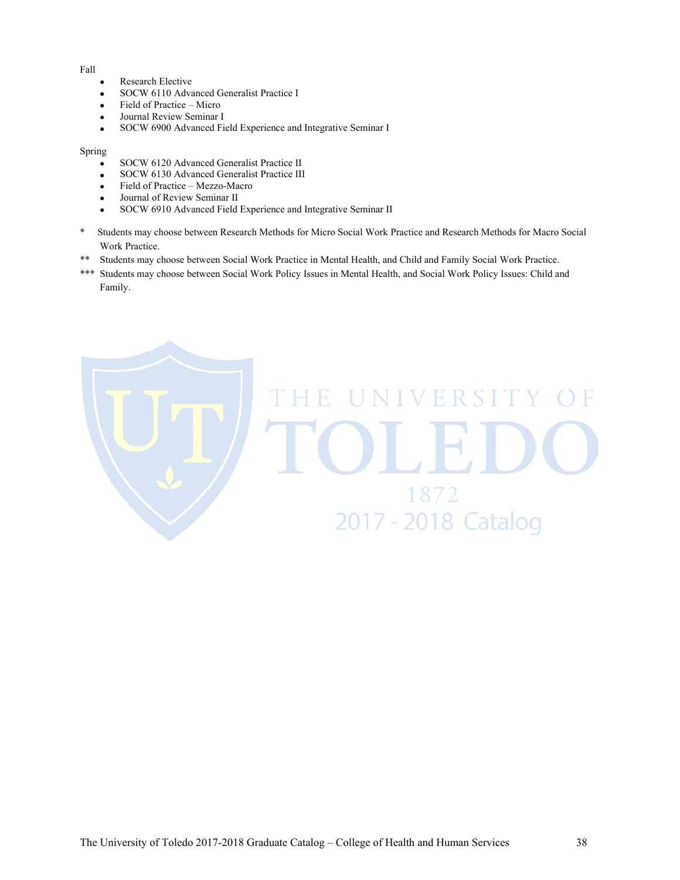Fall

- Research Elective
- SOCW 6110 Advanced Generalist Practice I
- Field of Practice – Micro
- Journal Review Seminar I
- SOCW 6900 Advanced Field Experience and Integrative Seminar I

Spring

- SOCW 6120 Advanced Generalist Practice II
- SOCW 6130 Advanced Generalist Practice III
- Field of Practice – Mezzo-Macro
- Journal of Review Seminar II
- SOCW 6910 Advanced Field Experience and Integrative Seminar II

\* Students may choose between Research Methods for Micro Social Work Practice and Research Methods for Macro Social Work Practice.

\** Students may choose between Social Work Practice in Mental Health, and Child and Family Social Work Practice.

\*** Students may choose between Social Work Policy Issues in Mental Health, and Social Work Policy Issues: Child and Family.